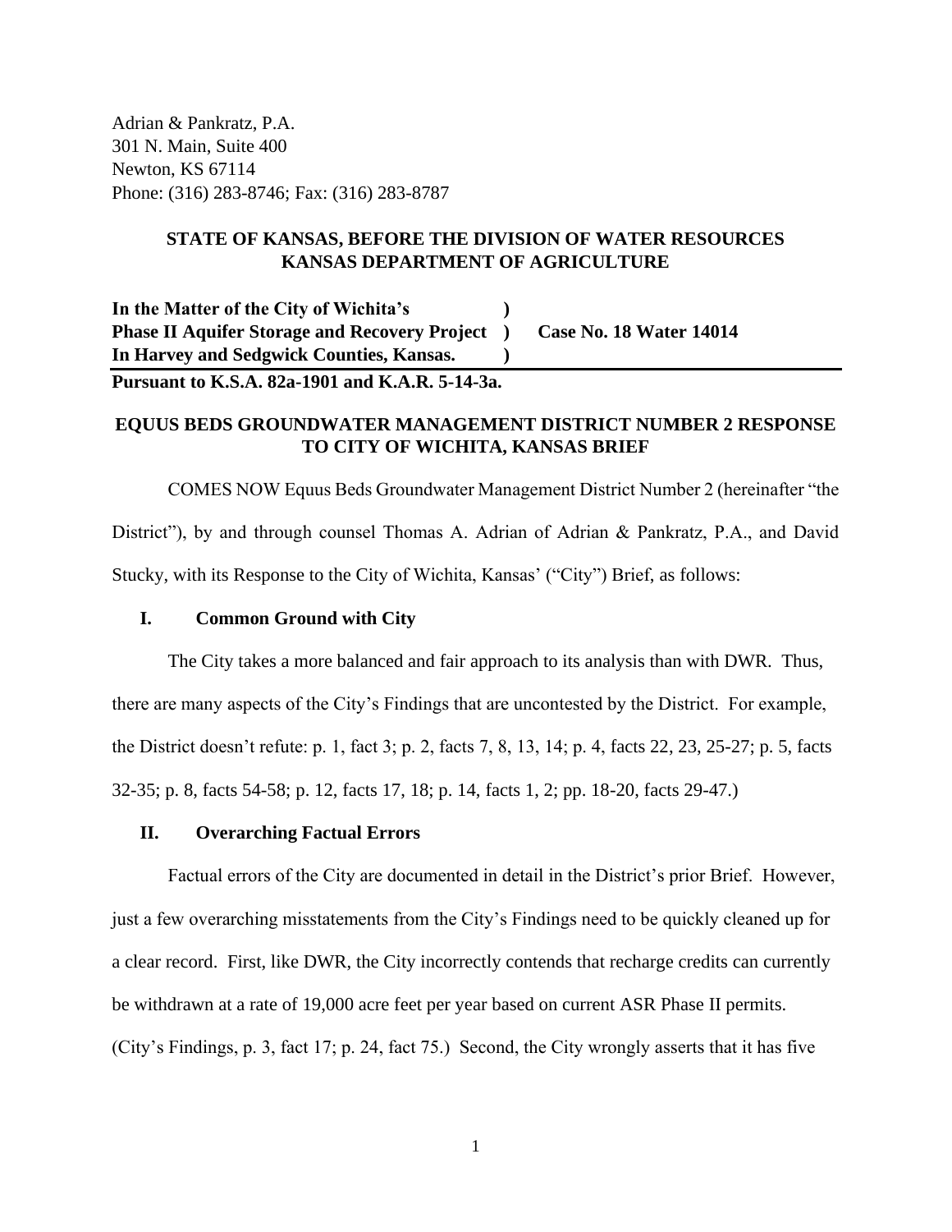Adrian & Pankratz, P.A.
301 N. Main, Suite 400
Newton, KS 67114
Phone: (316) 283-8746; Fax: (316) 283-8787

**STATE OF KANSAS, BEFORE THE DIVISION OF WATER RESOURCES**
**KANSAS DEPARTMENT OF AGRICULTURE**

| | | |
|---|---|---|
| **In the Matter of the City of Wichita's** | **)** | |
| **Phase II Aquifer Storage and Recovery Project** | **)** | **Case No. 18 Water 14014** |
| **In Harvey and Sedgwick Counties, Kansas.** | **)** | |

**Pursuant to K.S.A. 82a-1901 and K.A.R. 5-14-3a.**

**EQUUS BEDS GROUNDWATER MANAGEMENT DISTRICT NUMBER 2 RESPONSE TO CITY OF WICHITA, KANSAS BRIEF**

COMES NOW Equus Beds Groundwater Management District Number 2 (hereinafter "the District"), by and through counsel Thomas A. Adrian of Adrian & Pankratz, P.A., and David Stucky, with its Response to the City of Wichita, Kansas' ("City") Brief, as follows:

## I. Common Ground with City

The City takes a more balanced and fair approach to its analysis than with DWR. Thus, there are many aspects of the City's Findings that are uncontested by the District. For example, the District doesn't refute: p. 1, fact 3; p. 2, facts 7, 8, 13, 14; p. 4, facts 22, 23, 25-27; p. 5, facts 32-35; p. 8, facts 54-58; p. 12, facts 17, 18; p. 14, facts 1, 2; pp. 18-20, facts 29-47.)

## II. Overarching Factual Errors

Factual errors of the City are documented in detail in the District's prior Brief. However, just a few overarching misstatements from the City's Findings need to be quickly cleaned up for a clear record. First, like DWR, the City incorrectly contends that recharge credits can currently be withdrawn at a rate of 19,000 acre feet per year based on current ASR Phase II permits. (City's Findings, p. 3, fact 17; p. 24, fact 75.) Second, the City wrongly asserts that it has five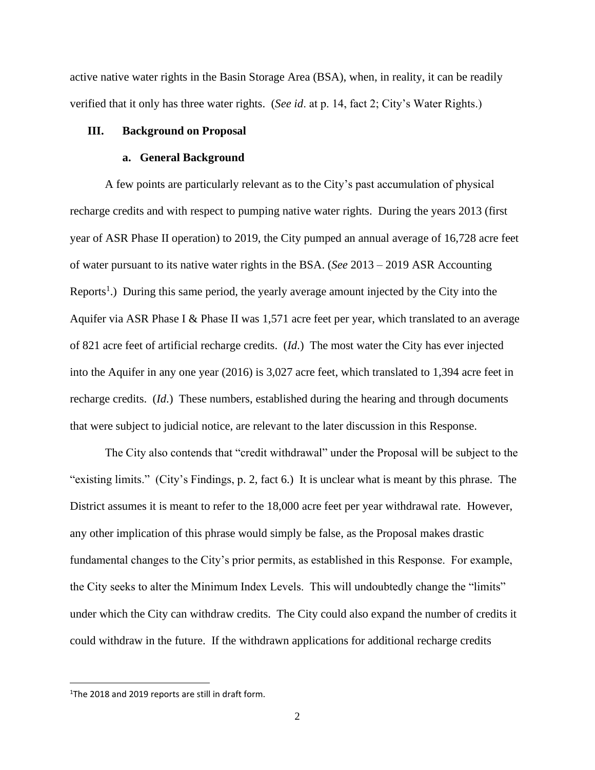active native water rights in the Basin Storage Area (BSA), when, in reality, it can be readily verified that it only has three water rights. (*See id*. at p. 14, fact 2; City's Water Rights.)

## III. Background on Proposal

### a. General Background

A few points are particularly relevant as to the City's past accumulation of physical recharge credits and with respect to pumping native water rights. During the years 2013 (first year of ASR Phase II operation) to 2019, the City pumped an annual average of 16,728 acre feet of water pursuant to its native water rights in the BSA. (*See* 2013 – 2019 ASR Accounting Reports[1].) During this same period, the yearly average amount injected by the City into the Aquifer via ASR Phase I & Phase II was 1,571 acre feet per year, which translated to an average of 821 acre feet of artificial recharge credits. (*Id.*) The most water the City has ever injected into the Aquifer in any one year (2016) is 3,027 acre feet, which translated to 1,394 acre feet in recharge credits. (*Id.*) These numbers, established during the hearing and through documents that were subject to judicial notice, are relevant to the later discussion in this Response.

The City also contends that "credit withdrawal" under the Proposal will be subject to the "existing limits." (City's Findings, p. 2, fact 6.) It is unclear what is meant by this phrase. The District assumes it is meant to refer to the 18,000 acre feet per year withdrawal rate. However, any other implication of this phrase would simply be false, as the Proposal makes drastic fundamental changes to the City's prior permits, as established in this Response. For example, the City seeks to alter the Minimum Index Levels. This will undoubtedly change the "limits" under which the City can withdraw credits. The City could also expand the number of credits it could withdraw in the future. If the withdrawn applications for additional recharge credits

[1] The 2018 and 2019 reports are still in draft form.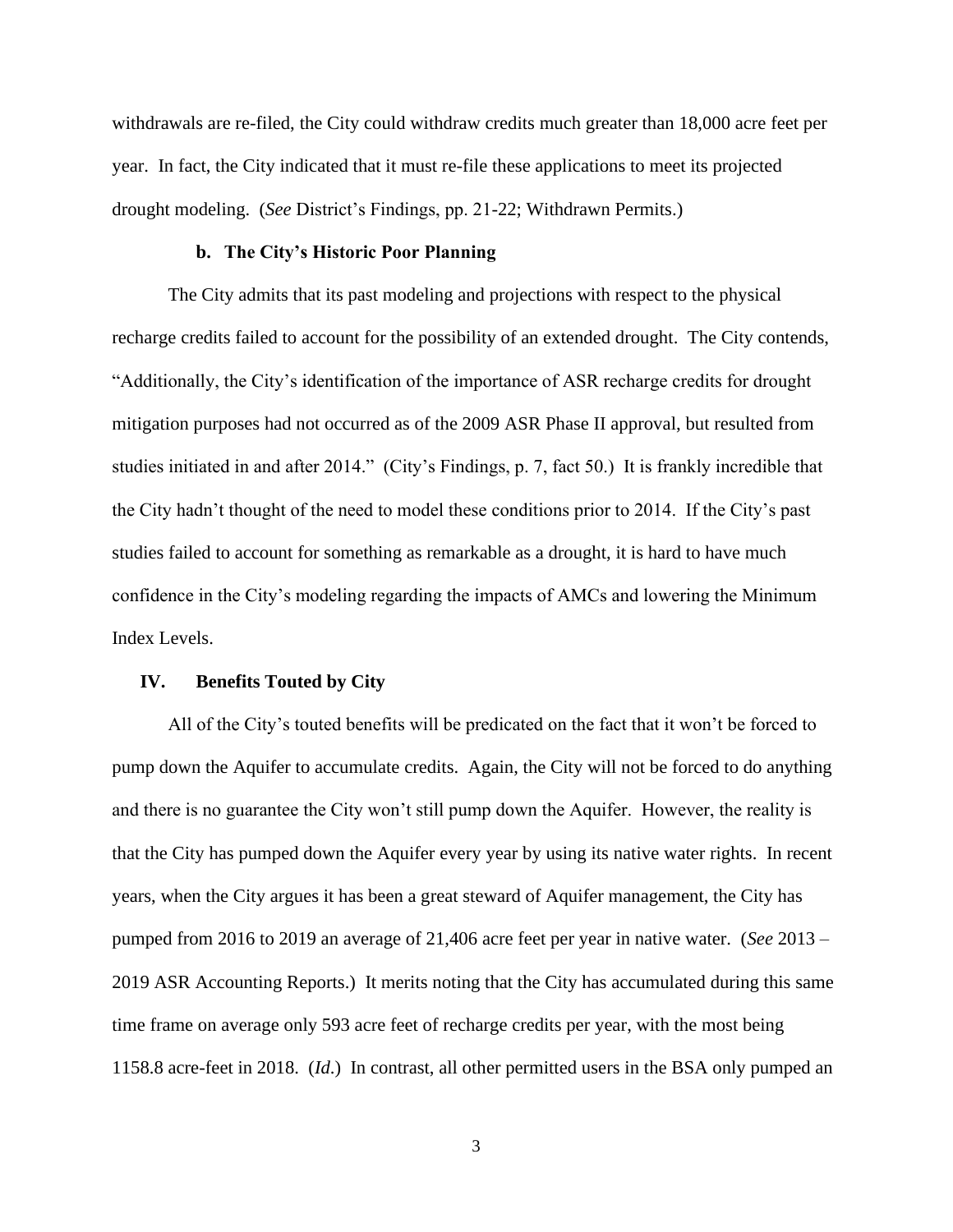withdrawals are re-filed, the City could withdraw credits much greater than 18,000 acre feet per year. In fact, the City indicated that it must re-file these applications to meet its projected drought modeling. (*See* District's Findings, pp. 21-22; Withdrawn Permits.)

#### b. The City's Historic Poor Planning

The City admits that its past modeling and projections with respect to the physical recharge credits failed to account for the possibility of an extended drought. The City contends, "Additionally, the City's identification of the importance of ASR recharge credits for drought mitigation purposes had not occurred as of the 2009 ASR Phase II approval, but resulted from studies initiated in and after 2014." (City's Findings, p. 7, fact 50.) It is frankly incredible that the City hadn't thought of the need to model these conditions prior to 2014. If the City's past studies failed to account for something as remarkable as a drought, it is hard to have much confidence in the City's modeling regarding the impacts of AMCs and lowering the Minimum Index Levels.

## IV. Benefits Touted by City

All of the City's touted benefits will be predicated on the fact that it won't be forced to pump down the Aquifer to accumulate credits. Again, the City will not be forced to do anything and there is no guarantee the City won't still pump down the Aquifer. However, the reality is that the City has pumped down the Aquifer every year by using its native water rights. In recent years, when the City argues it has been a great steward of Aquifer management, the City has pumped from 2016 to 2019 an average of 21,406 acre feet per year in native water. (*See* 2013 – 2019 ASR Accounting Reports.) It merits noting that the City has accumulated during this same time frame on average only 593 acre feet of recharge credits per year, with the most being 1158.8 acre-feet in 2018. (*Id.*) In contrast, all other permitted users in the BSA only pumped an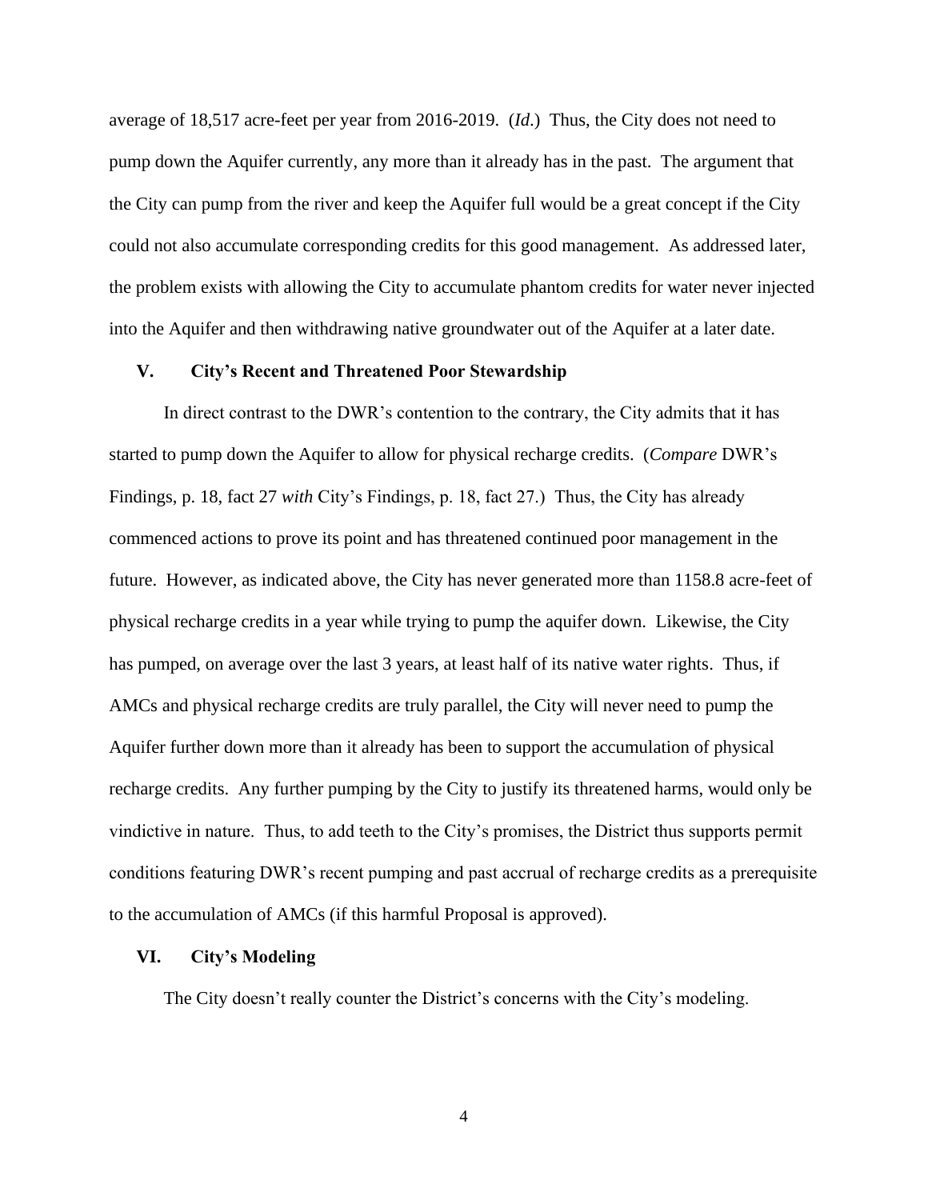average of 18,517 acre-feet per year from 2016-2019. (*Id*.) Thus, the City does not need to pump down the Aquifer currently, any more than it already has in the past. The argument that the City can pump from the river and keep the Aquifer full would be a great concept if the City could not also accumulate corresponding credits for this good management. As addressed later, the problem exists with allowing the City to accumulate phantom credits for water never injected into the Aquifer and then withdrawing native groundwater out of the Aquifer at a later date.

## V. City's Recent and Threatened Poor Stewardship

In direct contrast to the DWR's contention to the contrary, the City admits that it has started to pump down the Aquifer to allow for physical recharge credits. (*Compare* DWR's Findings, p. 18, fact 27 *with* City's Findings, p. 18, fact 27.) Thus, the City has already commenced actions to prove its point and has threatened continued poor management in the future. However, as indicated above, the City has never generated more than 1158.8 acre-feet of physical recharge credits in a year while trying to pump the aquifer down. Likewise, the City has pumped, on average over the last 3 years, at least half of its native water rights. Thus, if AMCs and physical recharge credits are truly parallel, the City will never need to pump the Aquifer further down more than it already has been to support the accumulation of physical recharge credits. Any further pumping by the City to justify its threatened harms, would only be vindictive in nature. Thus, to add teeth to the City's promises, the District thus supports permit conditions featuring DWR's recent pumping and past accrual of recharge credits as a prerequisite to the accumulation of AMCs (if this harmful Proposal is approved).

## VI. City's Modeling

The City doesn't really counter the District's concerns with the City's modeling.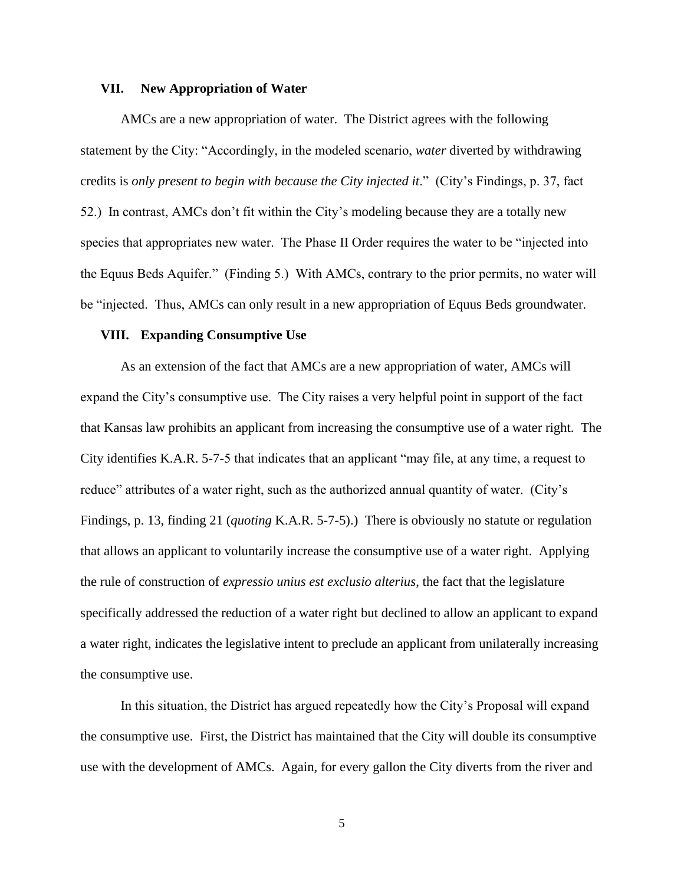## VII. New Appropriation of Water

AMCs are a new appropriation of water. The District agrees with the following statement by the City: "Accordingly, in the modeled scenario, *water* diverted by withdrawing credits is *only present to begin with because the City injected it*." (City's Findings, p. 37, fact 52.) In contrast, AMCs don't fit within the City's modeling because they are a totally new species that appropriates new water. The Phase II Order requires the water to be "injected into the Equus Beds Aquifer." (Finding 5.) With AMCs, contrary to the prior permits, no water will be "injected. Thus, AMCs can only result in a new appropriation of Equus Beds groundwater.

## VIII. Expanding Consumptive Use

As an extension of the fact that AMCs are a new appropriation of water, AMCs will expand the City's consumptive use. The City raises a very helpful point in support of the fact that Kansas law prohibits an applicant from increasing the consumptive use of a water right. The City identifies K.A.R. 5-7-5 that indicates that an applicant "may file, at any time, a request to reduce" attributes of a water right, such as the authorized annual quantity of water. (City's Findings, p. 13, finding 21 (*quoting* K.A.R. 5-7-5).) There is obviously no statute or regulation that allows an applicant to voluntarily increase the consumptive use of a water right. Applying the rule of construction of *expressio unius est exclusio alterius*, the fact that the legislature specifically addressed the reduction of a water right but declined to allow an applicant to expand a water right, indicates the legislative intent to preclude an applicant from unilaterally increasing the consumptive use.

In this situation, the District has argued repeatedly how the City's Proposal will expand the consumptive use. First, the District has maintained that the City will double its consumptive use with the development of AMCs. Again, for every gallon the City diverts from the river and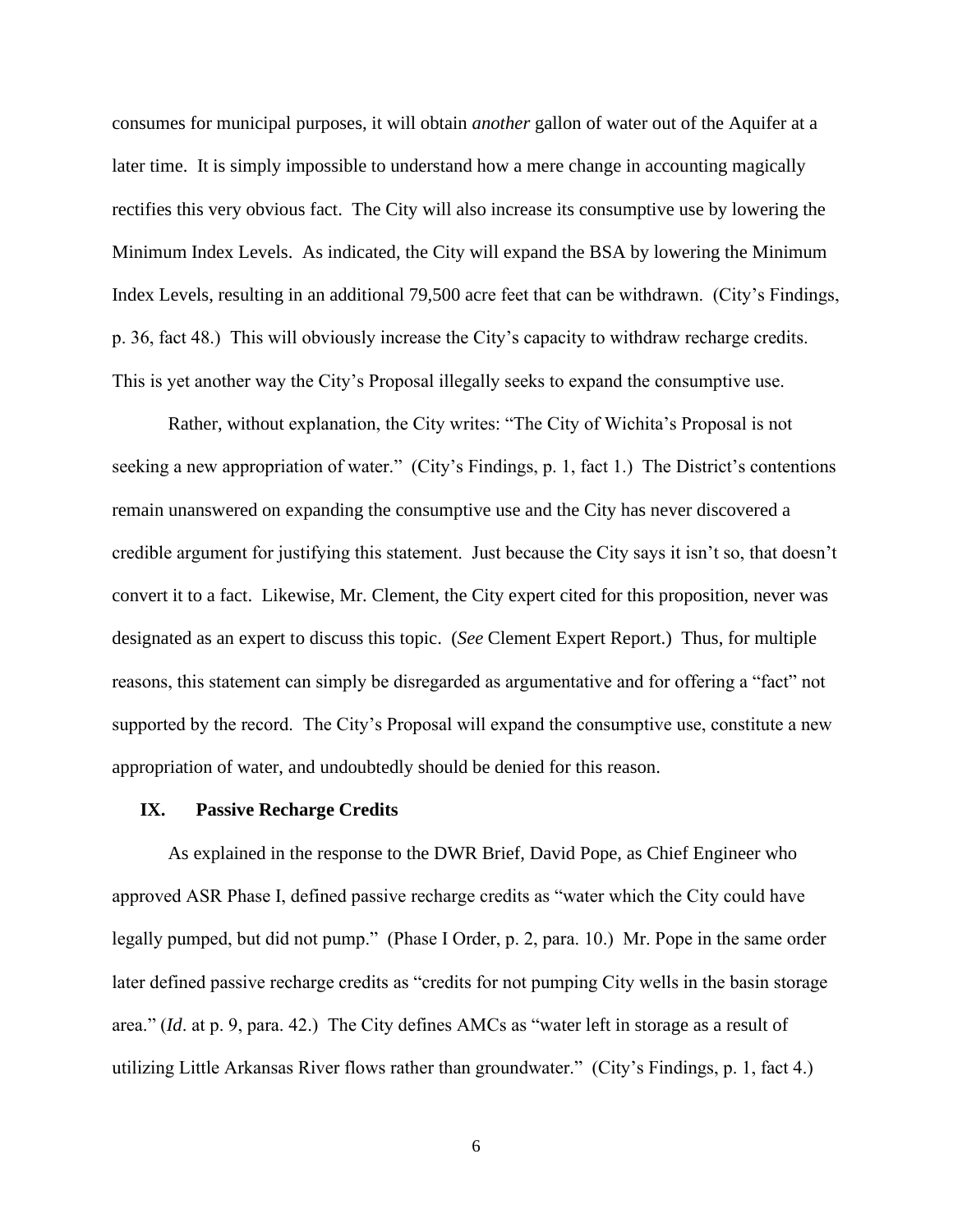consumes for municipal purposes, it will obtain *another* gallon of water out of the Aquifer at a later time. It is simply impossible to understand how a mere change in accounting magically rectifies this very obvious fact. The City will also increase its consumptive use by lowering the Minimum Index Levels. As indicated, the City will expand the BSA by lowering the Minimum Index Levels, resulting in an additional 79,500 acre feet that can be withdrawn. (City's Findings, p. 36, fact 48.) This will obviously increase the City's capacity to withdraw recharge credits. This is yet another way the City's Proposal illegally seeks to expand the consumptive use.

Rather, without explanation, the City writes: "The City of Wichita's Proposal is not seeking a new appropriation of water." (City's Findings, p. 1, fact 1.) The District's contentions remain unanswered on expanding the consumptive use and the City has never discovered a credible argument for justifying this statement. Just because the City says it isn't so, that doesn't convert it to a fact. Likewise, Mr. Clement, the City expert cited for this proposition, never was designated as an expert to discuss this topic. (*See* Clement Expert Report.) Thus, for multiple reasons, this statement can simply be disregarded as argumentative and for offering a "fact" not supported by the record. The City's Proposal will expand the consumptive use, constitute a new appropriation of water, and undoubtedly should be denied for this reason.

## IX. Passive Recharge Credits

As explained in the response to the DWR Brief, David Pope, as Chief Engineer who approved ASR Phase I, defined passive recharge credits as "water which the City could have legally pumped, but did not pump." (Phase I Order, p. 2, para. 10.) Mr. Pope in the same order later defined passive recharge credits as "credits for not pumping City wells in the basin storage area." (*Id*. at p. 9, para. 42.) The City defines AMCs as "water left in storage as a result of utilizing Little Arkansas River flows rather than groundwater." (City's Findings, p. 1, fact 4.)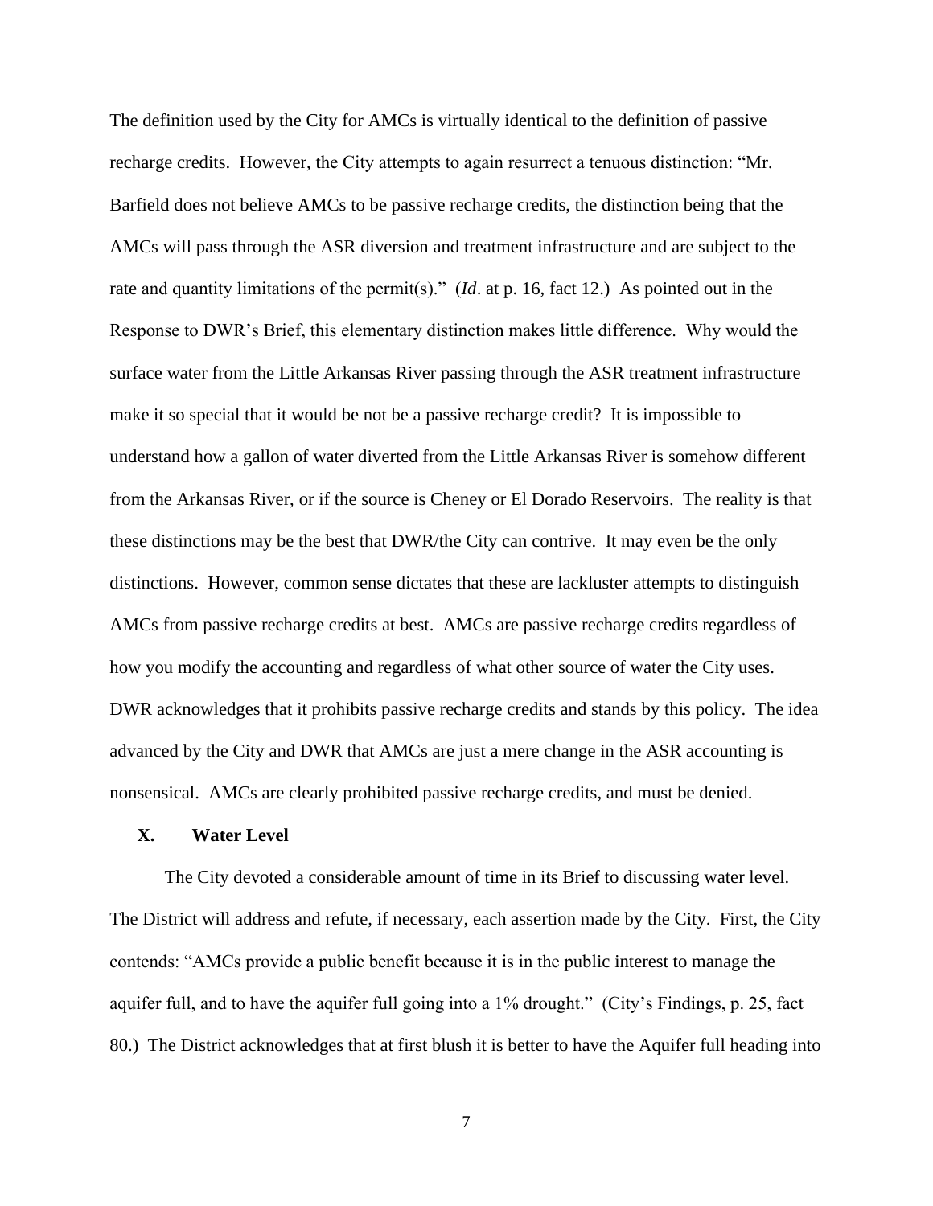The definition used by the City for AMCs is virtually identical to the definition of passive recharge credits. However, the City attempts to again resurrect a tenuous distinction: "Mr. Barfield does not believe AMCs to be passive recharge credits, the distinction being that the AMCs will pass through the ASR diversion and treatment infrastructure and are subject to the rate and quantity limitations of the permit(s)." (*Id*. at p. 16, fact 12.) As pointed out in the Response to DWR's Brief, this elementary distinction makes little difference. Why would the surface water from the Little Arkansas River passing through the ASR treatment infrastructure make it so special that it would be not be a passive recharge credit? It is impossible to understand how a gallon of water diverted from the Little Arkansas River is somehow different from the Arkansas River, or if the source is Cheney or El Dorado Reservoirs. The reality is that these distinctions may be the best that DWR/the City can contrive. It may even be the only distinctions. However, common sense dictates that these are lackluster attempts to distinguish AMCs from passive recharge credits at best. AMCs are passive recharge credits regardless of how you modify the accounting and regardless of what other source of water the City uses. DWR acknowledges that it prohibits passive recharge credits and stands by this policy. The idea advanced by the City and DWR that AMCs are just a mere change in the ASR accounting is nonsensical. AMCs are clearly prohibited passive recharge credits, and must be denied.

## X. Water Level

The City devoted a considerable amount of time in its Brief to discussing water level. The District will address and refute, if necessary, each assertion made by the City. First, the City contends: "AMCs provide a public benefit because it is in the public interest to manage the aquifer full, and to have the aquifer full going into a 1% drought." (City's Findings, p. 25, fact 80.) The District acknowledges that at first blush it is better to have the Aquifer full heading into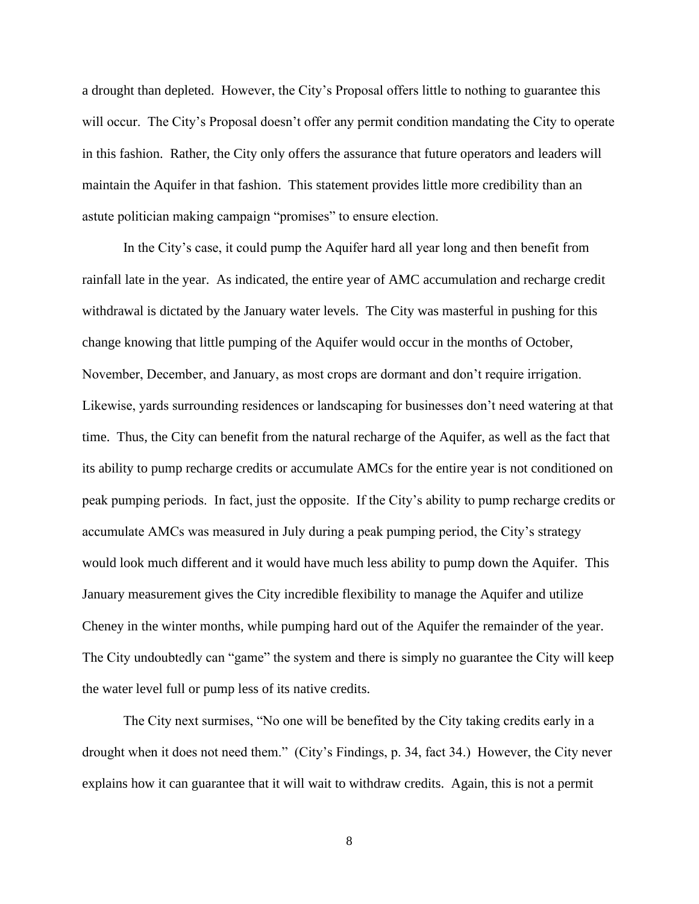a drought than depleted. However, the City's Proposal offers little to nothing to guarantee this will occur. The City's Proposal doesn't offer any permit condition mandating the City to operate in this fashion. Rather, the City only offers the assurance that future operators and leaders will maintain the Aquifer in that fashion. This statement provides little more credibility than an astute politician making campaign "promises" to ensure election.

In the City's case, it could pump the Aquifer hard all year long and then benefit from rainfall late in the year. As indicated, the entire year of AMC accumulation and recharge credit withdrawal is dictated by the January water levels. The City was masterful in pushing for this change knowing that little pumping of the Aquifer would occur in the months of October, November, December, and January, as most crops are dormant and don't require irrigation. Likewise, yards surrounding residences or landscaping for businesses don't need watering at that time. Thus, the City can benefit from the natural recharge of the Aquifer, as well as the fact that its ability to pump recharge credits or accumulate AMCs for the entire year is not conditioned on peak pumping periods. In fact, just the opposite. If the City's ability to pump recharge credits or accumulate AMCs was measured in July during a peak pumping period, the City's strategy would look much different and it would have much less ability to pump down the Aquifer. This January measurement gives the City incredible flexibility to manage the Aquifer and utilize Cheney in the winter months, while pumping hard out of the Aquifer the remainder of the year. The City undoubtedly can "game" the system and there is simply no guarantee the City will keep the water level full or pump less of its native credits.

The City next surmises, "No one will be benefited by the City taking credits early in a drought when it does not need them." (City's Findings, p. 34, fact 34.) However, the City never explains how it can guarantee that it will wait to withdraw credits. Again, this is not a permit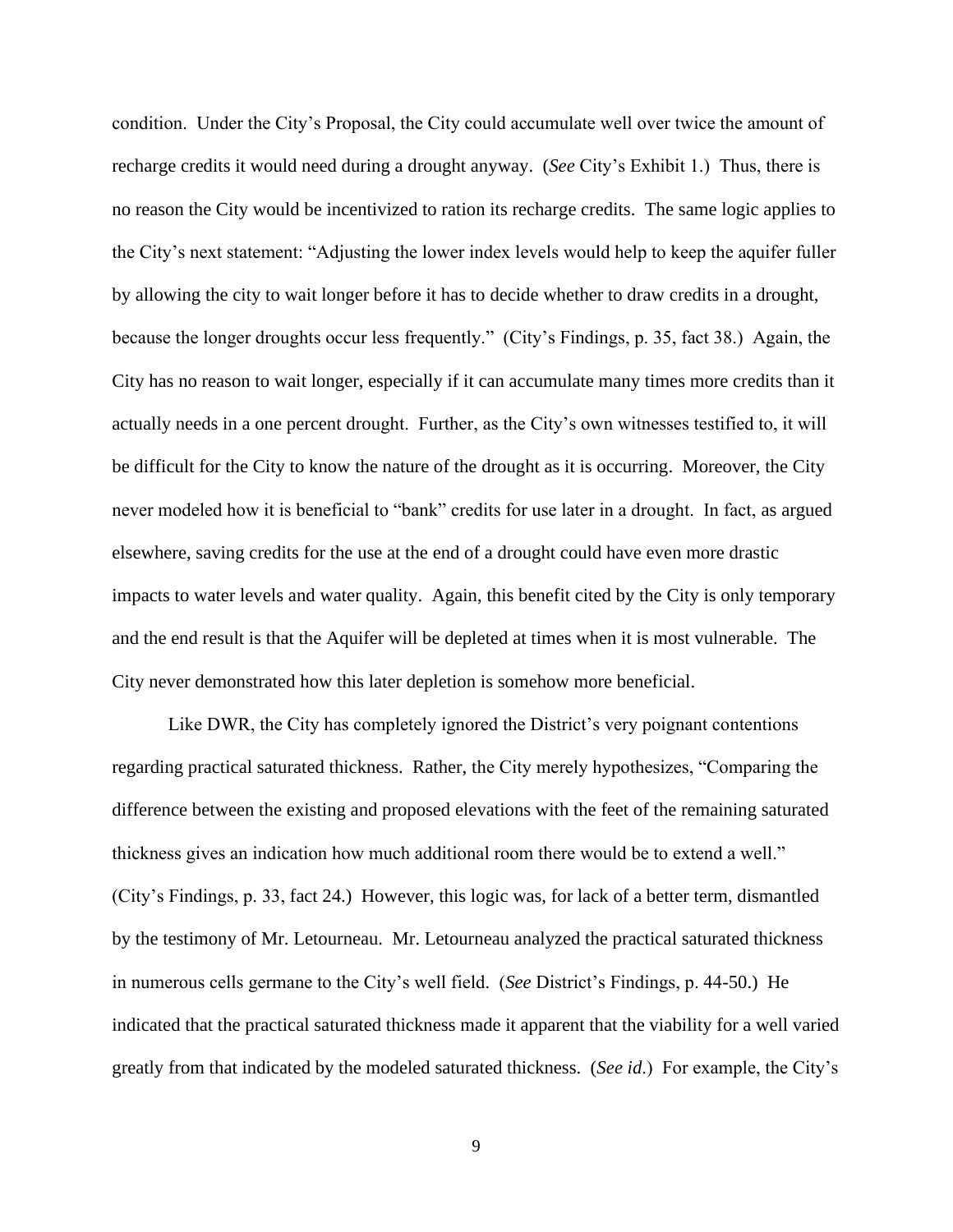condition. Under the City's Proposal, the City could accumulate well over twice the amount of recharge credits it would need during a drought anyway. (*See* City's Exhibit 1.) Thus, there is no reason the City would be incentivized to ration its recharge credits. The same logic applies to the City's next statement: "Adjusting the lower index levels would help to keep the aquifer fuller by allowing the city to wait longer before it has to decide whether to draw credits in a drought, because the longer droughts occur less frequently." (City's Findings, p. 35, fact 38.) Again, the City has no reason to wait longer, especially if it can accumulate many times more credits than it actually needs in a one percent drought. Further, as the City's own witnesses testified to, it will be difficult for the City to know the nature of the drought as it is occurring. Moreover, the City never modeled how it is beneficial to "bank" credits for use later in a drought. In fact, as argued elsewhere, saving credits for the use at the end of a drought could have even more drastic impacts to water levels and water quality. Again, this benefit cited by the City is only temporary and the end result is that the Aquifer will be depleted at times when it is most vulnerable. The City never demonstrated how this later depletion is somehow more beneficial.

Like DWR, the City has completely ignored the District's very poignant contentions regarding practical saturated thickness. Rather, the City merely hypothesizes, "Comparing the difference between the existing and proposed elevations with the feet of the remaining saturated thickness gives an indication how much additional room there would be to extend a well." (City's Findings, p. 33, fact 24.) However, this logic was, for lack of a better term, dismantled by the testimony of Mr. Letourneau. Mr. Letourneau analyzed the practical saturated thickness in numerous cells germane to the City's well field. (*See* District's Findings, p. 44-50.) He indicated that the practical saturated thickness made it apparent that the viability for a well varied greatly from that indicated by the modeled saturated thickness. (*See id*.) For example, the City's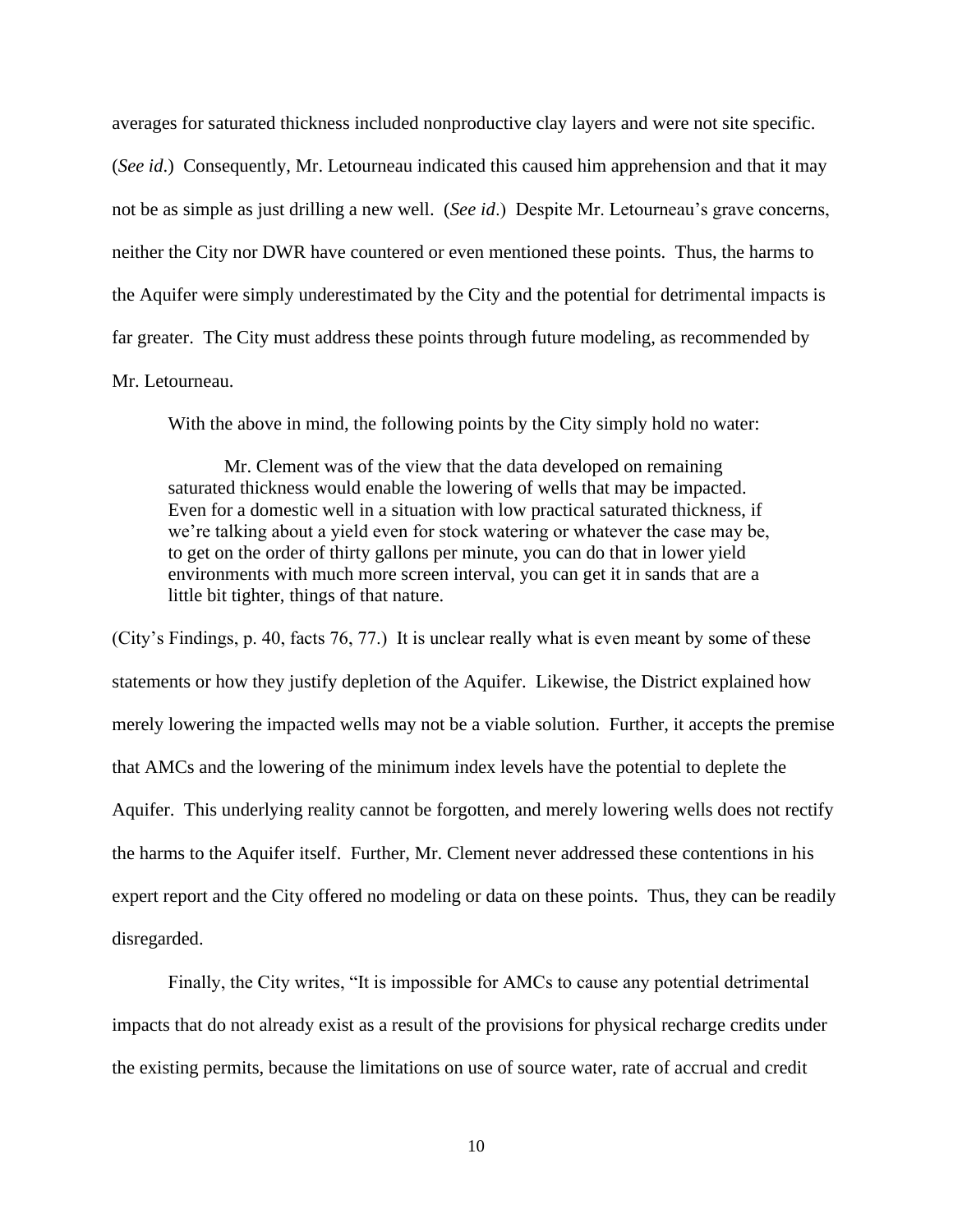averages for saturated thickness included nonproductive clay layers and were not site specific. (*See id*.) Consequently, Mr. Letourneau indicated this caused him apprehension and that it may not be as simple as just drilling a new well. (*See id*.) Despite Mr. Letourneau's grave concerns, neither the City nor DWR have countered or even mentioned these points. Thus, the harms to the Aquifer were simply underestimated by the City and the potential for detrimental impacts is far greater. The City must address these points through future modeling, as recommended by Mr. Letourneau.

With the above in mind, the following points by the City simply hold no water:

> Mr. Clement was of the view that the data developed on remaining saturated thickness would enable the lowering of wells that may be impacted. Even for a domestic well in a situation with low practical saturated thickness, if we're talking about a yield even for stock watering or whatever the case may be, to get on the order of thirty gallons per minute, you can do that in lower yield environments with much more screen interval, you can get it in sands that are a little bit tighter, things of that nature.

(City's Findings, p. 40, facts 76, 77.) It is unclear really what is even meant by some of these statements or how they justify depletion of the Aquifer. Likewise, the District explained how merely lowering the impacted wells may not be a viable solution. Further, it accepts the premise that AMCs and the lowering of the minimum index levels have the potential to deplete the Aquifer. This underlying reality cannot be forgotten, and merely lowering wells does not rectify the harms to the Aquifer itself. Further, Mr. Clement never addressed these contentions in his expert report and the City offered no modeling or data on these points. Thus, they can be readily disregarded.

Finally, the City writes, "It is impossible for AMCs to cause any potential detrimental impacts that do not already exist as a result of the provisions for physical recharge credits under the existing permits, because the limitations on use of source water, rate of accrual and credit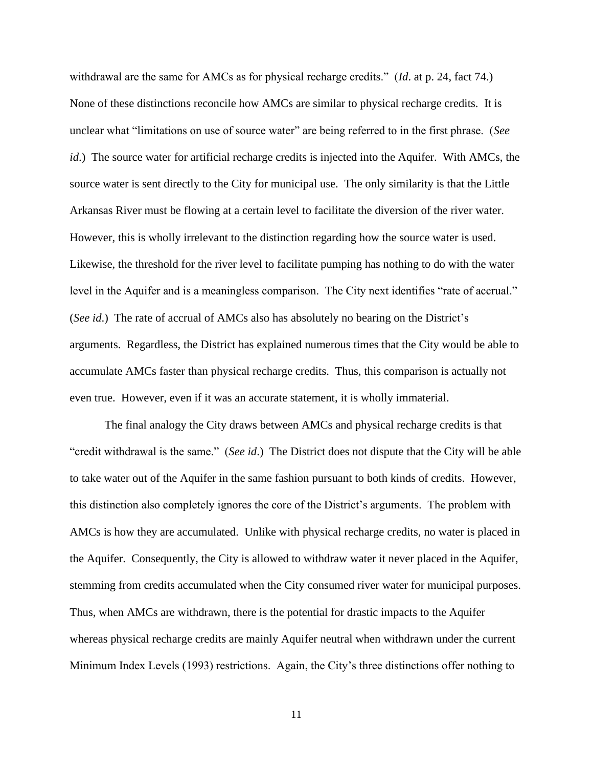withdrawal are the same for AMCs as for physical recharge credits." (*Id*. at p. 24, fact 74.) None of these distinctions reconcile how AMCs are similar to physical recharge credits. It is unclear what "limitations on use of source water" are being referred to in the first phrase. (*See id*.) The source water for artificial recharge credits is injected into the Aquifer. With AMCs, the source water is sent directly to the City for municipal use. The only similarity is that the Little Arkansas River must be flowing at a certain level to facilitate the diversion of the river water. However, this is wholly irrelevant to the distinction regarding how the source water is used. Likewise, the threshold for the river level to facilitate pumping has nothing to do with the water level in the Aquifer and is a meaningless comparison. The City next identifies "rate of accrual." (*See id*.) The rate of accrual of AMCs also has absolutely no bearing on the District's arguments. Regardless, the District has explained numerous times that the City would be able to accumulate AMCs faster than physical recharge credits. Thus, this comparison is actually not even true. However, even if it was an accurate statement, it is wholly immaterial.

The final analogy the City draws between AMCs and physical recharge credits is that "credit withdrawal is the same." (*See id*.) The District does not dispute that the City will be able to take water out of the Aquifer in the same fashion pursuant to both kinds of credits. However, this distinction also completely ignores the core of the District's arguments. The problem with AMCs is how they are accumulated. Unlike with physical recharge credits, no water is placed in the Aquifer. Consequently, the City is allowed to withdraw water it never placed in the Aquifer, stemming from credits accumulated when the City consumed river water for municipal purposes. Thus, when AMCs are withdrawn, there is the potential for drastic impacts to the Aquifer whereas physical recharge credits are mainly Aquifer neutral when withdrawn under the current Minimum Index Levels (1993) restrictions. Again, the City's three distinctions offer nothing to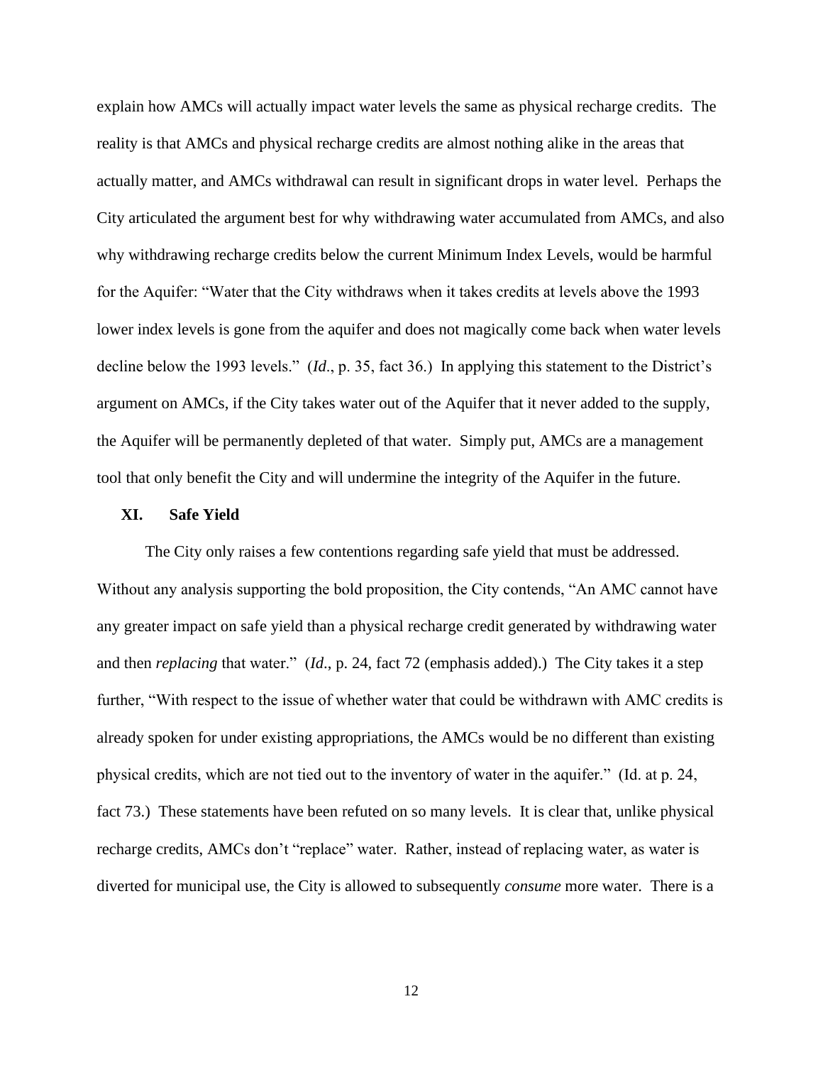explain how AMCs will actually impact water levels the same as physical recharge credits. The reality is that AMCs and physical recharge credits are almost nothing alike in the areas that actually matter, and AMCs withdrawal can result in significant drops in water level. Perhaps the City articulated the argument best for why withdrawing water accumulated from AMCs, and also why withdrawing recharge credits below the current Minimum Index Levels, would be harmful for the Aquifer: "Water that the City withdraws when it takes credits at levels above the 1993 lower index levels is gone from the aquifer and does not magically come back when water levels decline below the 1993 levels." (*Id*., p. 35, fact 36.) In applying this statement to the District's argument on AMCs, if the City takes water out of the Aquifer that it never added to the supply, the Aquifer will be permanently depleted of that water. Simply put, AMCs are a management tool that only benefit the City and will undermine the integrity of the Aquifer in the future.

## XI. Safe Yield

The City only raises a few contentions regarding safe yield that must be addressed. Without any analysis supporting the bold proposition, the City contends, "An AMC cannot have any greater impact on safe yield than a physical recharge credit generated by withdrawing water and then *replacing* that water." (*Id*., p. 24, fact 72 (emphasis added).) The City takes it a step further, "With respect to the issue of whether water that could be withdrawn with AMC credits is already spoken for under existing appropriations, the AMCs would be no different than existing physical credits, which are not tied out to the inventory of water in the aquifer." (Id. at p. 24, fact 73.) These statements have been refuted on so many levels. It is clear that, unlike physical recharge credits, AMCs don't "replace" water. Rather, instead of replacing water, as water is diverted for municipal use, the City is allowed to subsequently *consume* more water. There is a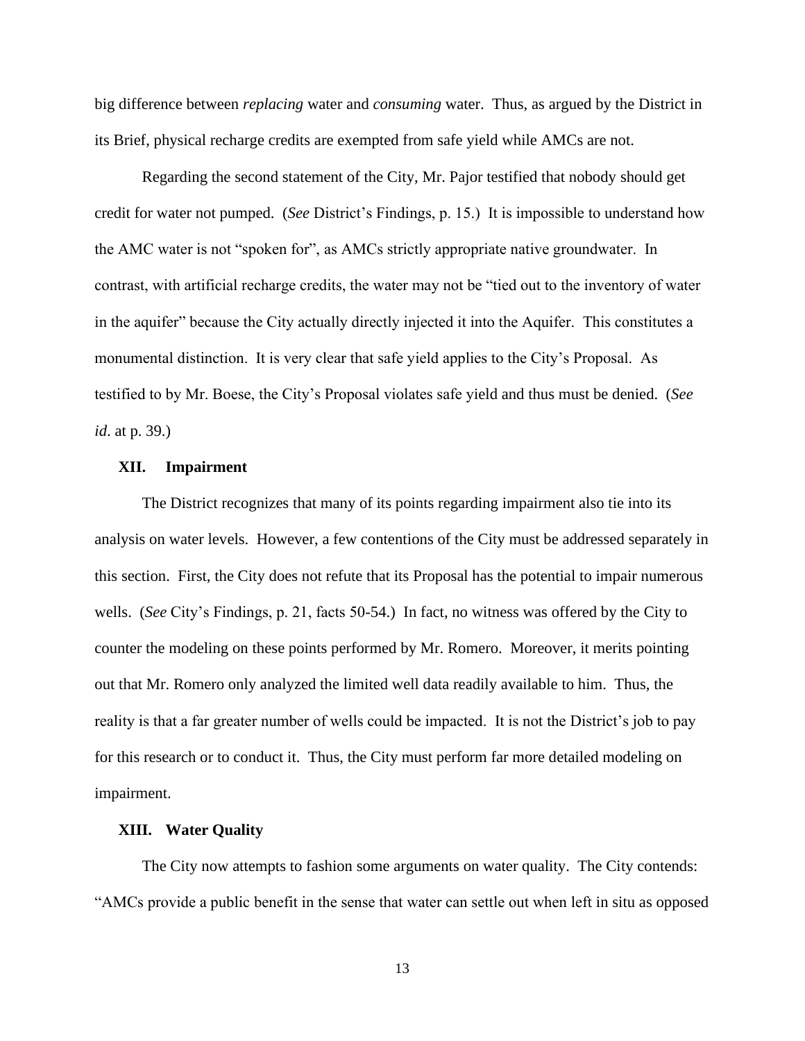big difference between *replacing* water and *consuming* water. Thus, as argued by the District in its Brief, physical recharge credits are exempted from safe yield while AMCs are not.

Regarding the second statement of the City, Mr. Pajor testified that nobody should get credit for water not pumped. (*See* District's Findings, p. 15.) It is impossible to understand how the AMC water is not "spoken for", as AMCs strictly appropriate native groundwater. In contrast, with artificial recharge credits, the water may not be "tied out to the inventory of water in the aquifer" because the City actually directly injected it into the Aquifer. This constitutes a monumental distinction. It is very clear that safe yield applies to the City's Proposal. As testified to by Mr. Boese, the City's Proposal violates safe yield and thus must be denied. (*See id*. at p. 39.)

## XII. Impairment

The District recognizes that many of its points regarding impairment also tie into its analysis on water levels. However, a few contentions of the City must be addressed separately in this section. First, the City does not refute that its Proposal has the potential to impair numerous wells. (*See* City's Findings, p. 21, facts 50-54.) In fact, no witness was offered by the City to counter the modeling on these points performed by Mr. Romero. Moreover, it merits pointing out that Mr. Romero only analyzed the limited well data readily available to him. Thus, the reality is that a far greater number of wells could be impacted. It is not the District's job to pay for this research or to conduct it. Thus, the City must perform far more detailed modeling on impairment.

## XIII. Water Quality

The City now attempts to fashion some arguments on water quality. The City contends: "AMCs provide a public benefit in the sense that water can settle out when left in situ as opposed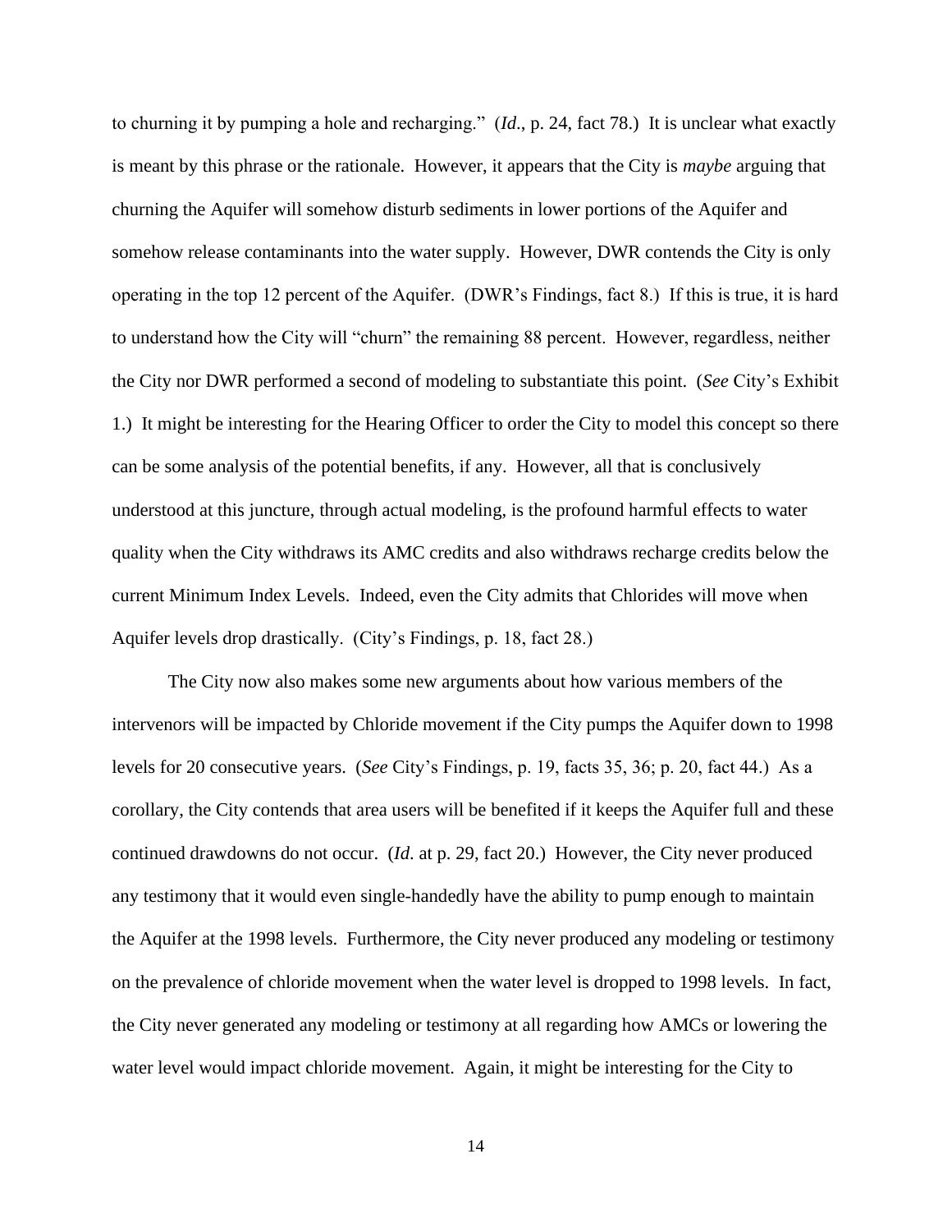to churning it by pumping a hole and recharging." (*Id*., p. 24, fact 78.) It is unclear what exactly is meant by this phrase or the rationale. However, it appears that the City is *maybe* arguing that churning the Aquifer will somehow disturb sediments in lower portions of the Aquifer and somehow release contaminants into the water supply. However, DWR contends the City is only operating in the top 12 percent of the Aquifer. (DWR's Findings, fact 8.) If this is true, it is hard to understand how the City will "churn" the remaining 88 percent. However, regardless, neither the City nor DWR performed a second of modeling to substantiate this point. (*See* City's Exhibit 1.) It might be interesting for the Hearing Officer to order the City to model this concept so there can be some analysis of the potential benefits, if any. However, all that is conclusively understood at this juncture, through actual modeling, is the profound harmful effects to water quality when the City withdraws its AMC credits and also withdraws recharge credits below the current Minimum Index Levels. Indeed, even the City admits that Chlorides will move when Aquifer levels drop drastically. (City's Findings, p. 18, fact 28.)

The City now also makes some new arguments about how various members of the intervenors will be impacted by Chloride movement if the City pumps the Aquifer down to 1998 levels for 20 consecutive years. (*See* City's Findings, p. 19, facts 35, 36; p. 20, fact 44.) As a corollary, the City contends that area users will be benefited if it keeps the Aquifer full and these continued drawdowns do not occur. (*Id*. at p. 29, fact 20.) However, the City never produced any testimony that it would even single-handedly have the ability to pump enough to maintain the Aquifer at the 1998 levels. Furthermore, the City never produced any modeling or testimony on the prevalence of chloride movement when the water level is dropped to 1998 levels. In fact, the City never generated any modeling or testimony at all regarding how AMCs or lowering the water level would impact chloride movement. Again, it might be interesting for the City to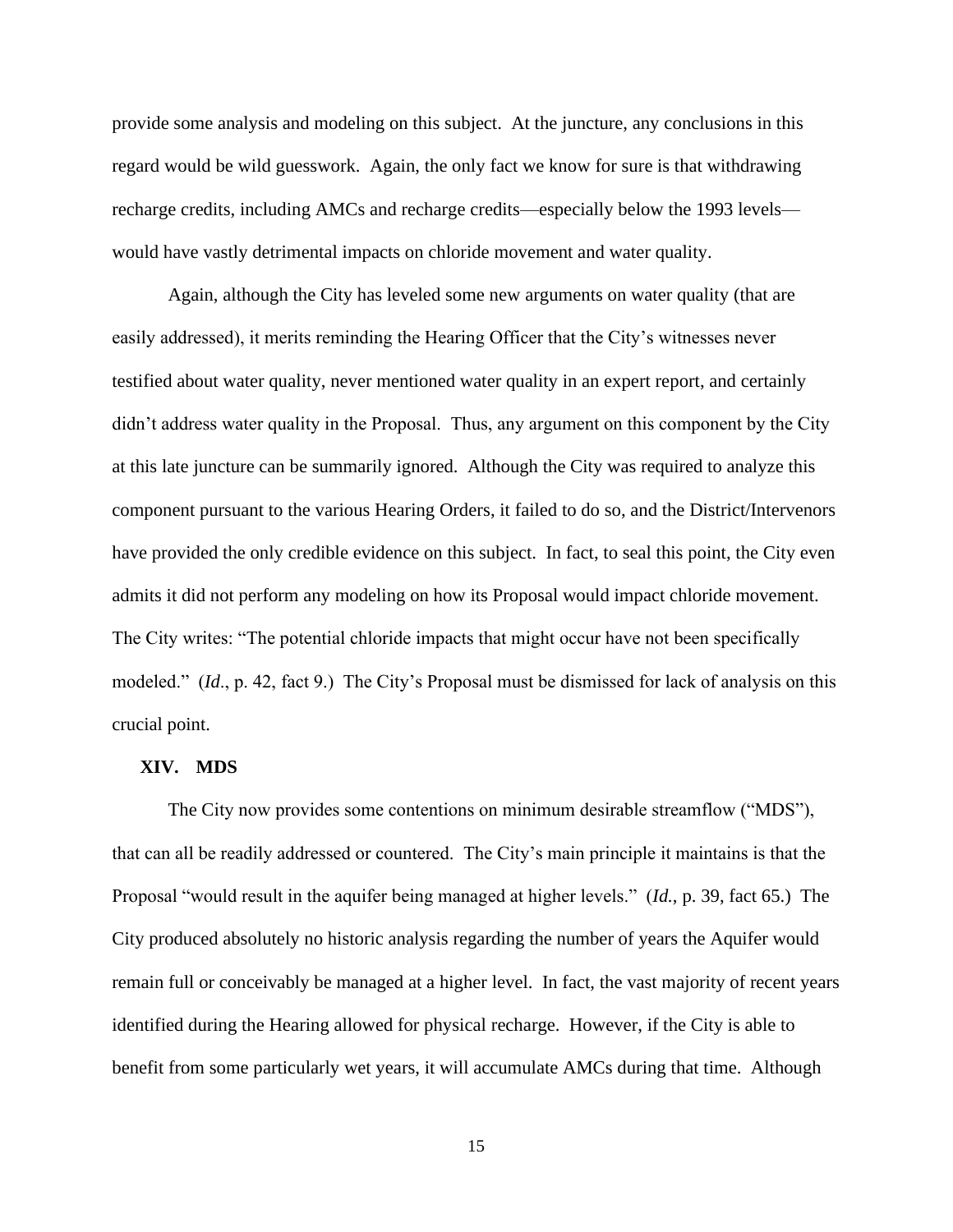provide some analysis and modeling on this subject. At the juncture, any conclusions in this regard would be wild guesswork. Again, the only fact we know for sure is that withdrawing recharge credits, including AMCs and recharge credits—especially below the 1993 levels—would have vastly detrimental impacts on chloride movement and water quality.

Again, although the City has leveled some new arguments on water quality (that are easily addressed), it merits reminding the Hearing Officer that the City's witnesses never testified about water quality, never mentioned water quality in an expert report, and certainly didn't address water quality in the Proposal. Thus, any argument on this component by the City at this late juncture can be summarily ignored. Although the City was required to analyze this component pursuant to the various Hearing Orders, it failed to do so, and the District/Intervenors have provided the only credible evidence on this subject. In fact, to seal this point, the City even admits it did not perform any modeling on how its Proposal would impact chloride movement. The City writes: "The potential chloride impacts that might occur have not been specifically modeled." (*Id*., p. 42, fact 9.) The City's Proposal must be dismissed for lack of analysis on this crucial point.

## XIV. MDS

The City now provides some contentions on minimum desirable streamflow ("MDS"), that can all be readily addressed or countered. The City's main principle it maintains is that the Proposal "would result in the aquifer being managed at higher levels." (*Id.*, p. 39, fact 65.) The City produced absolutely no historic analysis regarding the number of years the Aquifer would remain full or conceivably be managed at a higher level. In fact, the vast majority of recent years identified during the Hearing allowed for physical recharge. However, if the City is able to benefit from some particularly wet years, it will accumulate AMCs during that time. Although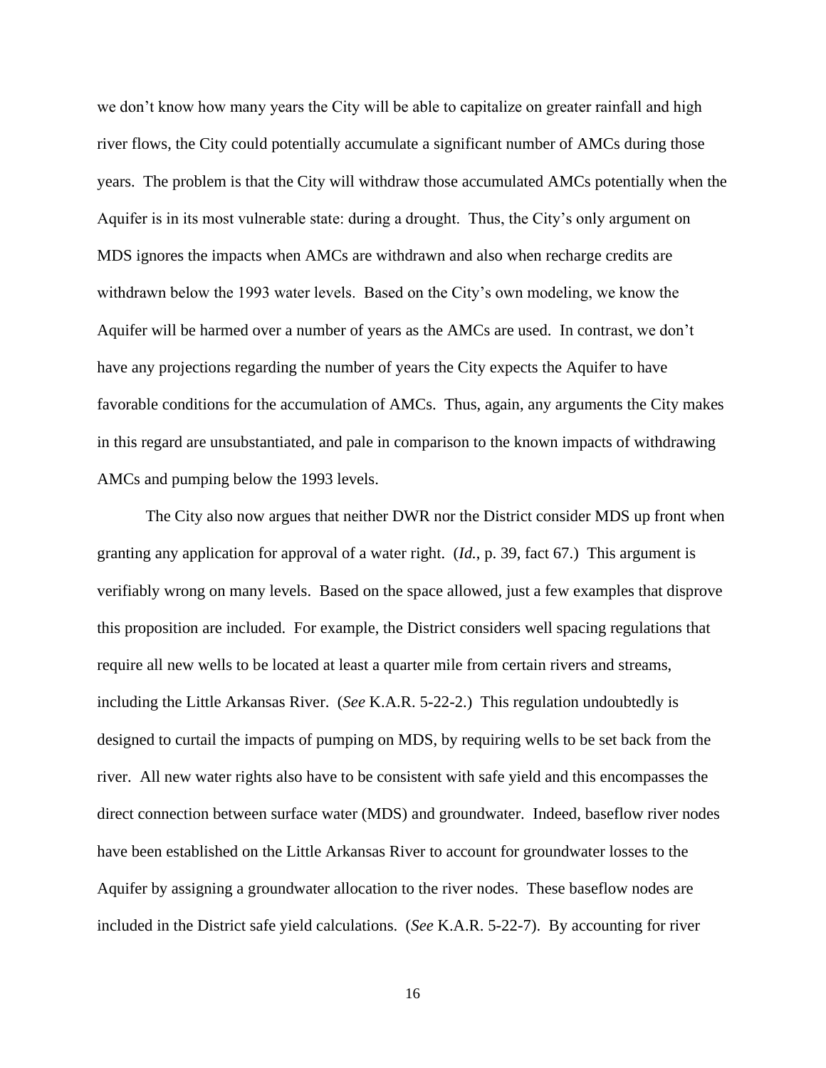we don't know how many years the City will be able to capitalize on greater rainfall and high river flows, the City could potentially accumulate a significant number of AMCs during those years. The problem is that the City will withdraw those accumulated AMCs potentially when the Aquifer is in its most vulnerable state: during a drought. Thus, the City's only argument on MDS ignores the impacts when AMCs are withdrawn and also when recharge credits are withdrawn below the 1993 water levels. Based on the City's own modeling, we know the Aquifer will be harmed over a number of years as the AMCs are used. In contrast, we don't have any projections regarding the number of years the City expects the Aquifer to have favorable conditions for the accumulation of AMCs. Thus, again, any arguments the City makes in this regard are unsubstantiated, and pale in comparison to the known impacts of withdrawing AMCs and pumping below the 1993 levels.

The City also now argues that neither DWR nor the District consider MDS up front when granting any application for approval of a water right. (*Id.*, p. 39, fact 67.) This argument is verifiably wrong on many levels. Based on the space allowed, just a few examples that disprove this proposition are included. For example, the District considers well spacing regulations that require all new wells to be located at least a quarter mile from certain rivers and streams, including the Little Arkansas River. (*See* K.A.R. 5-22-2.) This regulation undoubtedly is designed to curtail the impacts of pumping on MDS, by requiring wells to be set back from the river. All new water rights also have to be consistent with safe yield and this encompasses the direct connection between surface water (MDS) and groundwater. Indeed, baseflow river nodes have been established on the Little Arkansas River to account for groundwater losses to the Aquifer by assigning a groundwater allocation to the river nodes. These baseflow nodes are included in the District safe yield calculations. (*See* K.A.R. 5-22-7). By accounting for river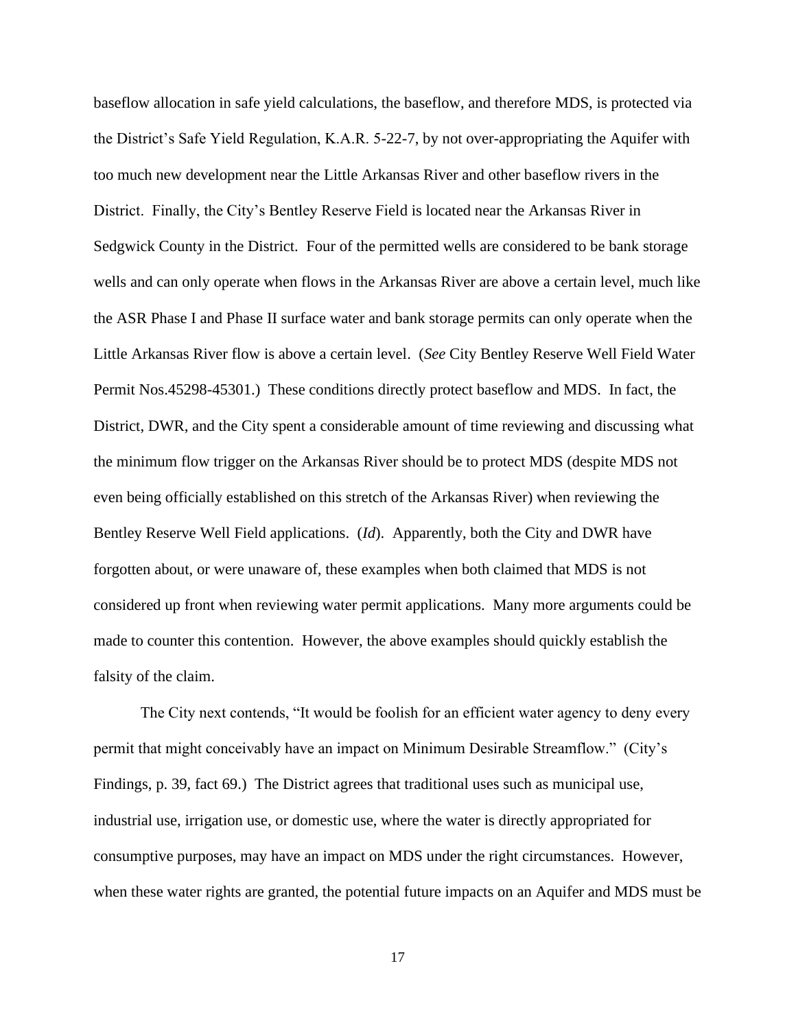baseflow allocation in safe yield calculations, the baseflow, and therefore MDS, is protected via the District's Safe Yield Regulation, K.A.R. 5-22-7, by not over-appropriating the Aquifer with too much new development near the Little Arkansas River and other baseflow rivers in the District. Finally, the City's Bentley Reserve Field is located near the Arkansas River in Sedgwick County in the District. Four of the permitted wells are considered to be bank storage wells and can only operate when flows in the Arkansas River are above a certain level, much like the ASR Phase I and Phase II surface water and bank storage permits can only operate when the Little Arkansas River flow is above a certain level. (*See* City Bentley Reserve Well Field Water Permit Nos.45298-45301.) These conditions directly protect baseflow and MDS. In fact, the District, DWR, and the City spent a considerable amount of time reviewing and discussing what the minimum flow trigger on the Arkansas River should be to protect MDS (despite MDS not even being officially established on this stretch of the Arkansas River) when reviewing the Bentley Reserve Well Field applications. (*Id*). Apparently, both the City and DWR have forgotten about, or were unaware of, these examples when both claimed that MDS is not considered up front when reviewing water permit applications. Many more arguments could be made to counter this contention. However, the above examples should quickly establish the falsity of the claim.

The City next contends, "It would be foolish for an efficient water agency to deny every permit that might conceivably have an impact on Minimum Desirable Streamflow." (City's Findings, p. 39, fact 69.) The District agrees that traditional uses such as municipal use, industrial use, irrigation use, or domestic use, where the water is directly appropriated for consumptive purposes, may have an impact on MDS under the right circumstances. However, when these water rights are granted, the potential future impacts on an Aquifer and MDS must be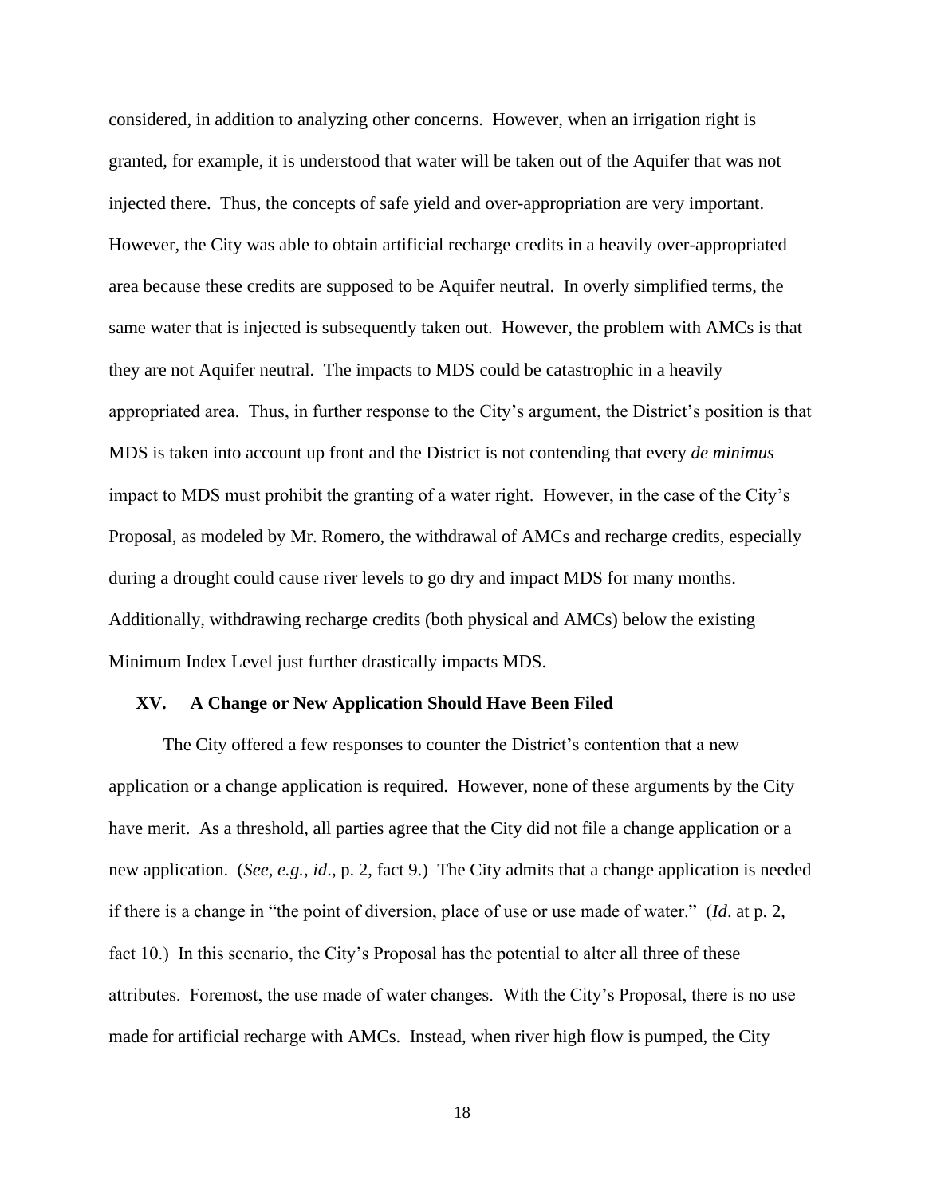considered, in addition to analyzing other concerns. However, when an irrigation right is granted, for example, it is understood that water will be taken out of the Aquifer that was not injected there. Thus, the concepts of safe yield and over-appropriation are very important. However, the City was able to obtain artificial recharge credits in a heavily over-appropriated area because these credits are supposed to be Aquifer neutral. In overly simplified terms, the same water that is injected is subsequently taken out. However, the problem with AMCs is that they are not Aquifer neutral. The impacts to MDS could be catastrophic in a heavily appropriated area. Thus, in further response to the City's argument, the District's position is that MDS is taken into account up front and the District is not contending that every *de minimus* impact to MDS must prohibit the granting of a water right. However, in the case of the City's Proposal, as modeled by Mr. Romero, the withdrawal of AMCs and recharge credits, especially during a drought could cause river levels to go dry and impact MDS for many months. Additionally, withdrawing recharge credits (both physical and AMCs) below the existing Minimum Index Level just further drastically impacts MDS.

## XV. A Change or New Application Should Have Been Filed

The City offered a few responses to counter the District's contention that a new application or a change application is required. However, none of these arguments by the City have merit. As a threshold, all parties agree that the City did not file a change application or a new application. (*See, e.g.*, *id*., p. 2, fact 9.) The City admits that a change application is needed if there is a change in "the point of diversion, place of use or use made of water." (*Id*. at p. 2, fact 10.) In this scenario, the City's Proposal has the potential to alter all three of these attributes. Foremost, the use made of water changes. With the City's Proposal, there is no use made for artificial recharge with AMCs. Instead, when river high flow is pumped, the City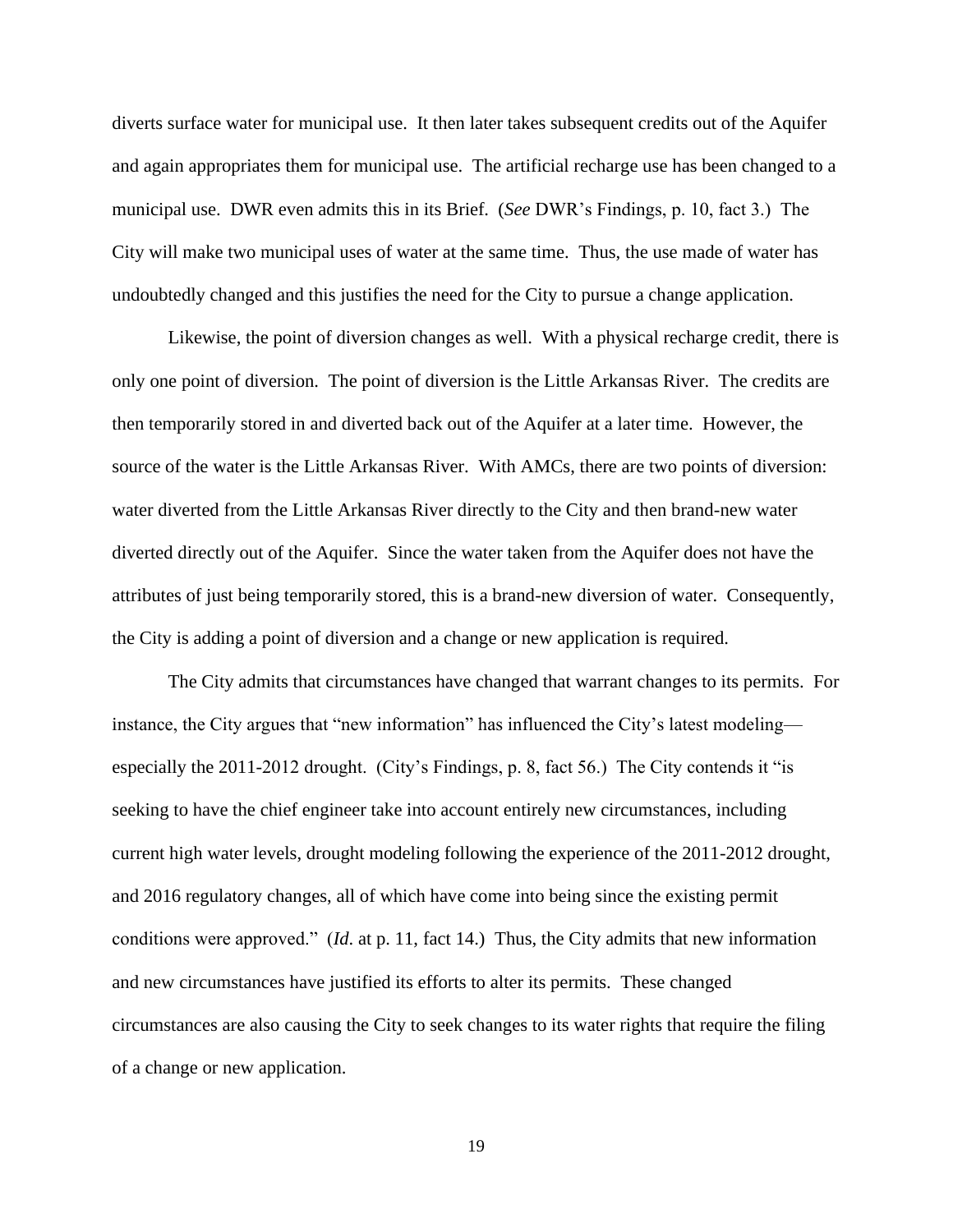diverts surface water for municipal use. It then later takes subsequent credits out of the Aquifer and again appropriates them for municipal use. The artificial recharge use has been changed to a municipal use. DWR even admits this in its Brief. (*See* DWR's Findings, p. 10, fact 3.) The City will make two municipal uses of water at the same time. Thus, the use made of water has undoubtedly changed and this justifies the need for the City to pursue a change application.

Likewise, the point of diversion changes as well. With a physical recharge credit, there is only one point of diversion. The point of diversion is the Little Arkansas River. The credits are then temporarily stored in and diverted back out of the Aquifer at a later time. However, the source of the water is the Little Arkansas River. With AMCs, there are two points of diversion: water diverted from the Little Arkansas River directly to the City and then brand-new water diverted directly out of the Aquifer. Since the water taken from the Aquifer does not have the attributes of just being temporarily stored, this is a brand-new diversion of water. Consequently, the City is adding a point of diversion and a change or new application is required.

The City admits that circumstances have changed that warrant changes to its permits. For instance, the City argues that "new information" has influenced the City's latest modeling—especially the 2011-2012 drought. (City's Findings, p. 8, fact 56.) The City contends it "is seeking to have the chief engineer take into account entirely new circumstances, including current high water levels, drought modeling following the experience of the 2011-2012 drought, and 2016 regulatory changes, all of which have come into being since the existing permit conditions were approved." (*Id*. at p. 11, fact 14.) Thus, the City admits that new information and new circumstances have justified its efforts to alter its permits. These changed circumstances are also causing the City to seek changes to its water rights that require the filing of a change or new application.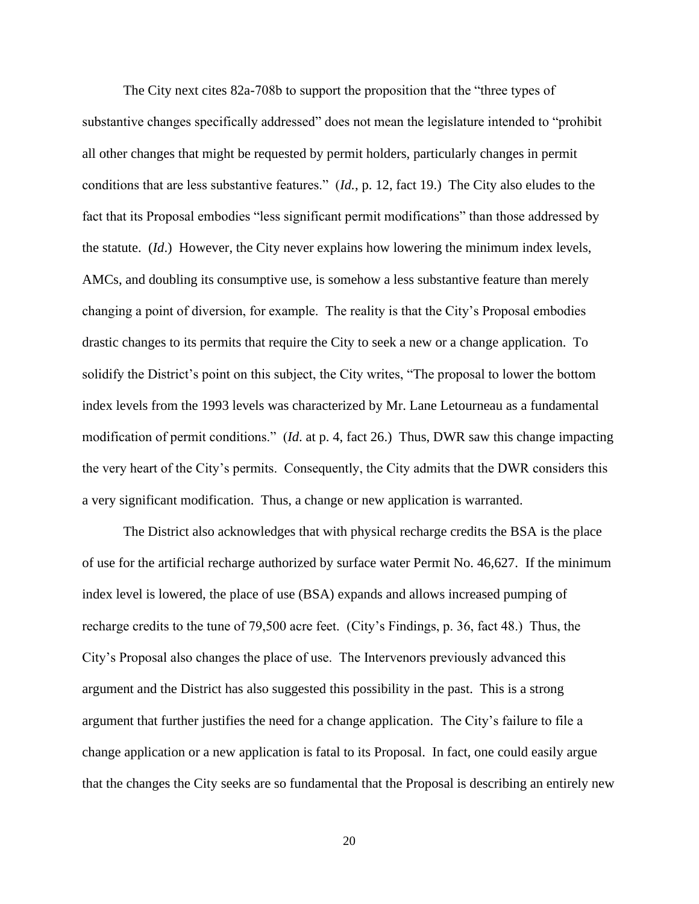The City next cites 82a-708b to support the proposition that the "three types of substantive changes specifically addressed" does not mean the legislature intended to "prohibit all other changes that might be requested by permit holders, particularly changes in permit conditions that are less substantive features." (*Id.*, p. 12, fact 19.) The City also eludes to the fact that its Proposal embodies "less significant permit modifications" than those addressed by the statute. (*Id*.) However, the City never explains how lowering the minimum index levels, AMCs, and doubling its consumptive use, is somehow a less substantive feature than merely changing a point of diversion, for example. The reality is that the City's Proposal embodies drastic changes to its permits that require the City to seek a new or a change application. To solidify the District's point on this subject, the City writes, "The proposal to lower the bottom index levels from the 1993 levels was characterized by Mr. Lane Letourneau as a fundamental modification of permit conditions." (*Id*. at p. 4, fact 26.) Thus, DWR saw this change impacting the very heart of the City's permits. Consequently, the City admits that the DWR considers this a very significant modification. Thus, a change or new application is warranted.

The District also acknowledges that with physical recharge credits the BSA is the place of use for the artificial recharge authorized by surface water Permit No. 46,627. If the minimum index level is lowered, the place of use (BSA) expands and allows increased pumping of recharge credits to the tune of 79,500 acre feet. (City's Findings, p. 36, fact 48.) Thus, the City's Proposal also changes the place of use. The Intervenors previously advanced this argument and the District has also suggested this possibility in the past. This is a strong argument that further justifies the need for a change application. The City's failure to file a change application or a new application is fatal to its Proposal. In fact, one could easily argue that the changes the City seeks are so fundamental that the Proposal is describing an entirely new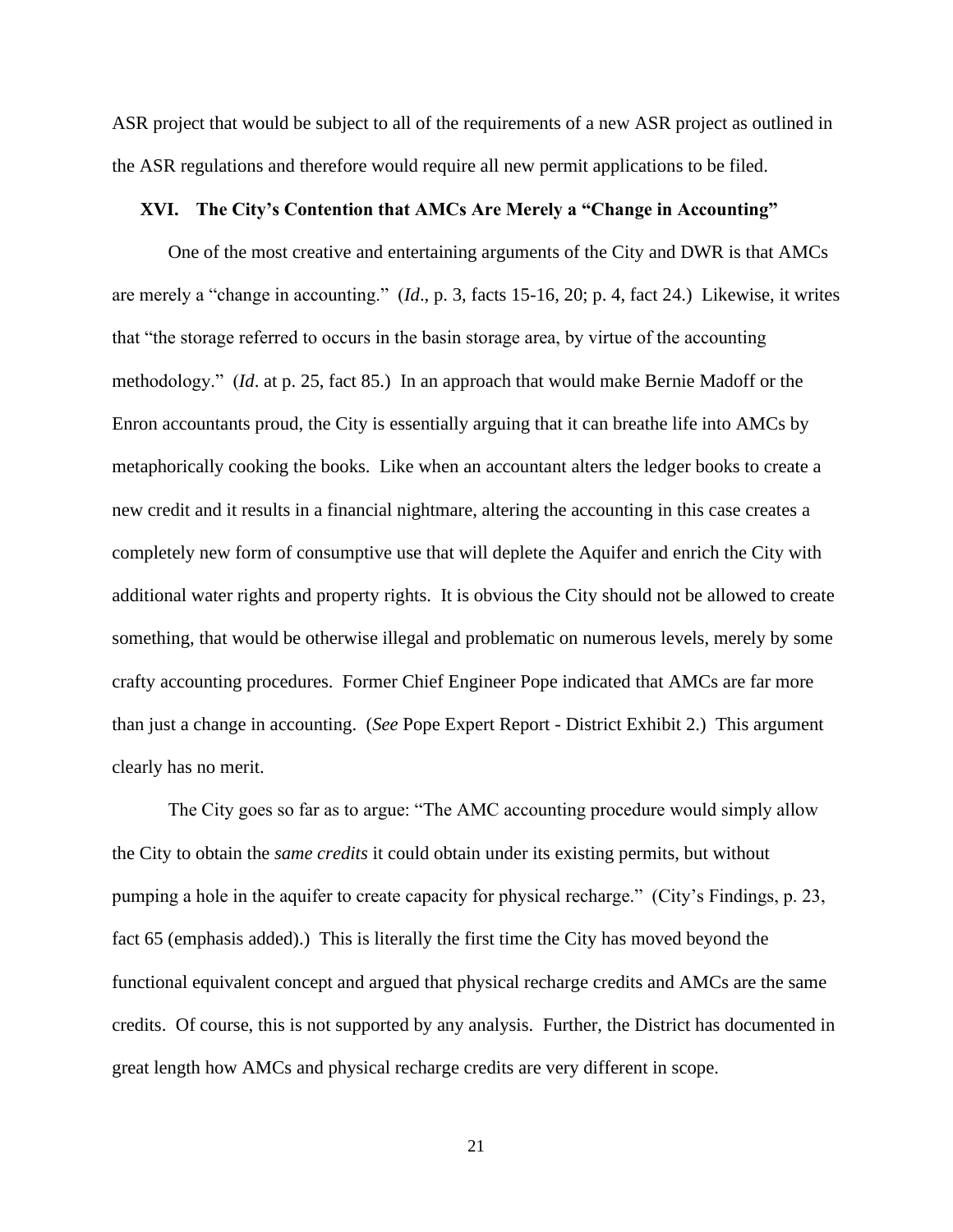ASR project that would be subject to all of the requirements of a new ASR project as outlined in the ASR regulations and therefore would require all new permit applications to be filed.

## XVI. The City's Contention that AMCs Are Merely a "Change in Accounting"

One of the most creative and entertaining arguments of the City and DWR is that AMCs are merely a "change in accounting." (*Id*., p. 3, facts 15-16, 20; p. 4, fact 24.) Likewise, it writes that "the storage referred to occurs in the basin storage area, by virtue of the accounting methodology." (*Id*. at p. 25, fact 85.) In an approach that would make Bernie Madoff or the Enron accountants proud, the City is essentially arguing that it can breathe life into AMCs by metaphorically cooking the books. Like when an accountant alters the ledger books to create a new credit and it results in a financial nightmare, altering the accounting in this case creates a completely new form of consumptive use that will deplete the Aquifer and enrich the City with additional water rights and property rights. It is obvious the City should not be allowed to create something, that would be otherwise illegal and problematic on numerous levels, merely by some crafty accounting procedures. Former Chief Engineer Pope indicated that AMCs are far more than just a change in accounting. (*See* Pope Expert Report - District Exhibit 2.) This argument clearly has no merit.

The City goes so far as to argue: "The AMC accounting procedure would simply allow the City to obtain the *same credits* it could obtain under its existing permits, but without pumping a hole in the aquifer to create capacity for physical recharge." (City's Findings, p. 23, fact 65 (emphasis added).) This is literally the first time the City has moved beyond the functional equivalent concept and argued that physical recharge credits and AMCs are the same credits. Of course, this is not supported by any analysis. Further, the District has documented in great length how AMCs and physical recharge credits are very different in scope.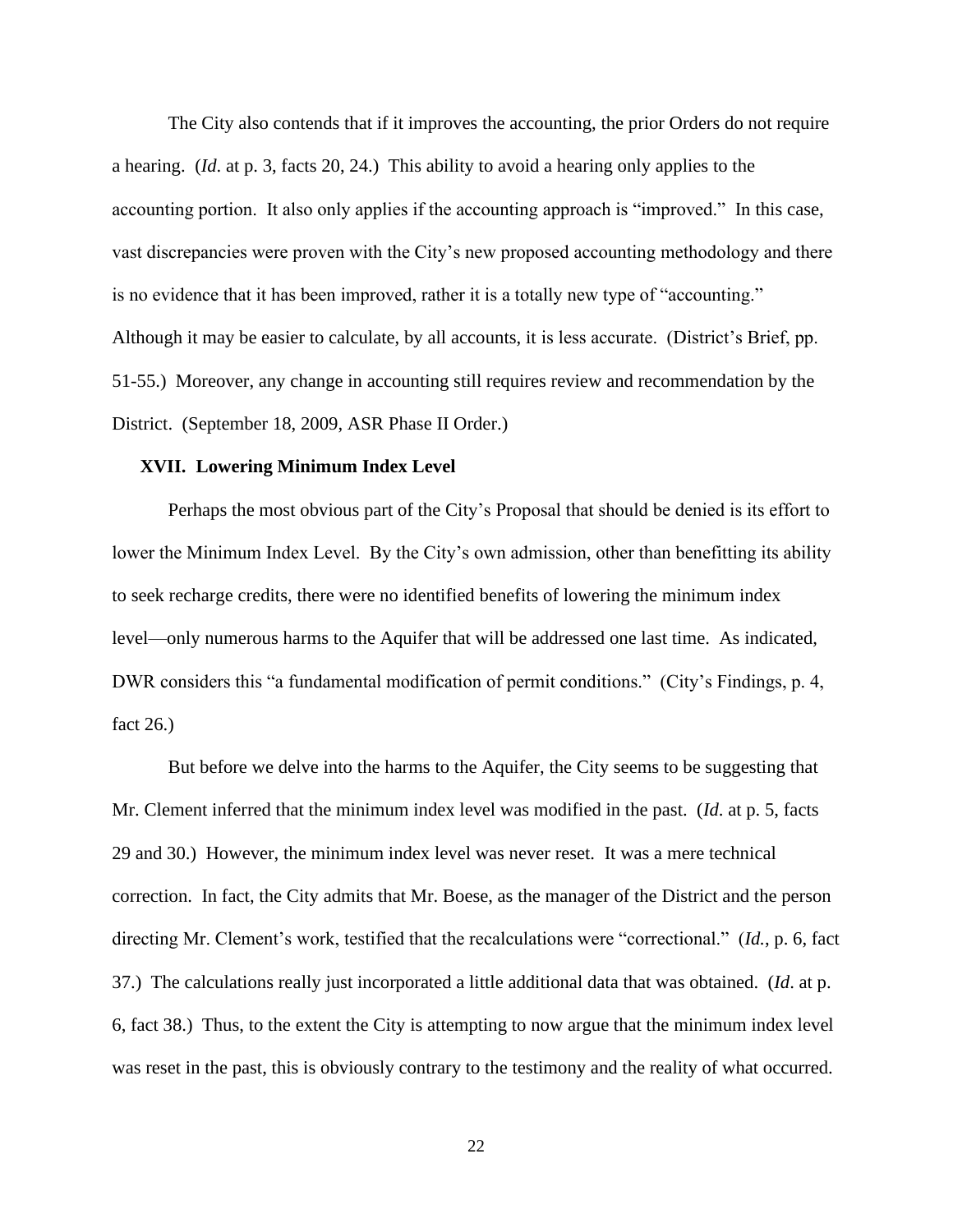The City also contends that if it improves the accounting, the prior Orders do not require a hearing. (*Id*. at p. 3, facts 20, 24.) This ability to avoid a hearing only applies to the accounting portion. It also only applies if the accounting approach is "improved." In this case, vast discrepancies were proven with the City's new proposed accounting methodology and there is no evidence that it has been improved, rather it is a totally new type of "accounting." Although it may be easier to calculate, by all accounts, it is less accurate. (District's Brief, pp. 51-55.) Moreover, any change in accounting still requires review and recommendation by the District. (September 18, 2009, ASR Phase II Order.)

### XVII. Lowering Minimum Index Level

Perhaps the most obvious part of the City's Proposal that should be denied is its effort to lower the Minimum Index Level. By the City's own admission, other than benefitting its ability to seek recharge credits, there were no identified benefits of lowering the minimum index level—only numerous harms to the Aquifer that will be addressed one last time. As indicated, DWR considers this "a fundamental modification of permit conditions." (City's Findings, p. 4, fact 26.)

But before we delve into the harms to the Aquifer, the City seems to be suggesting that Mr. Clement inferred that the minimum index level was modified in the past. (*Id*. at p. 5, facts 29 and 30.) However, the minimum index level was never reset. It was a mere technical correction. In fact, the City admits that Mr. Boese, as the manager of the District and the person directing Mr. Clement's work, testified that the recalculations were "correctional." (*Id.*, p. 6, fact 37.) The calculations really just incorporated a little additional data that was obtained. (*Id*. at p. 6, fact 38.) Thus, to the extent the City is attempting to now argue that the minimum index level was reset in the past, this is obviously contrary to the testimony and the reality of what occurred.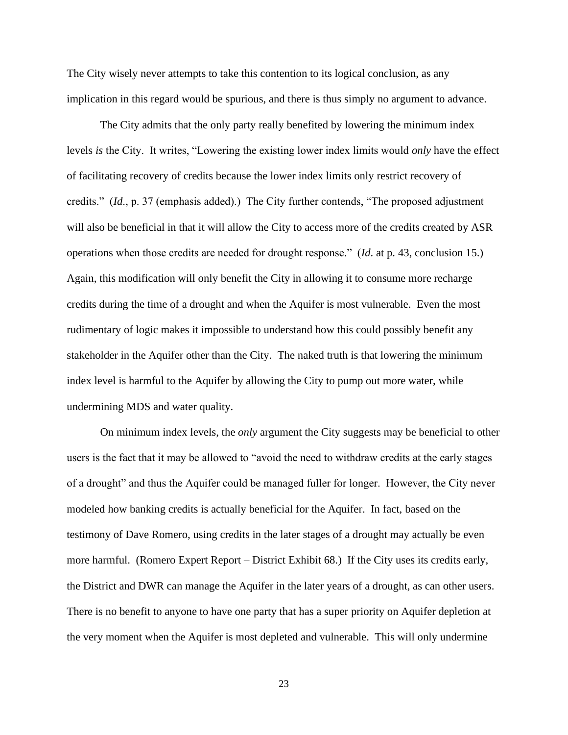The City wisely never attempts to take this contention to its logical conclusion, as any implication in this regard would be spurious, and there is thus simply no argument to advance.

The City admits that the only party really benefited by lowering the minimum index levels *is* the City. It writes, "Lowering the existing lower index limits would *only* have the effect of facilitating recovery of credits because the lower index limits only restrict recovery of credits." (*Id*., p. 37 (emphasis added).) The City further contends, "The proposed adjustment will also be beneficial in that it will allow the City to access more of the credits created by ASR operations when those credits are needed for drought response." (*Id*. at p. 43, conclusion 15.) Again, this modification will only benefit the City in allowing it to consume more recharge credits during the time of a drought and when the Aquifer is most vulnerable. Even the most rudimentary of logic makes it impossible to understand how this could possibly benefit any stakeholder in the Aquifer other than the City. The naked truth is that lowering the minimum index level is harmful to the Aquifer by allowing the City to pump out more water, while undermining MDS and water quality.

On minimum index levels, the *only* argument the City suggests may be beneficial to other users is the fact that it may be allowed to "avoid the need to withdraw credits at the early stages of a drought" and thus the Aquifer could be managed fuller for longer. However, the City never modeled how banking credits is actually beneficial for the Aquifer. In fact, based on the testimony of Dave Romero, using credits in the later stages of a drought may actually be even more harmful. (Romero Expert Report – District Exhibit 68.) If the City uses its credits early, the District and DWR can manage the Aquifer in the later years of a drought, as can other users. There is no benefit to anyone to have one party that has a super priority on Aquifer depletion at the very moment when the Aquifer is most depleted and vulnerable. This will only undermine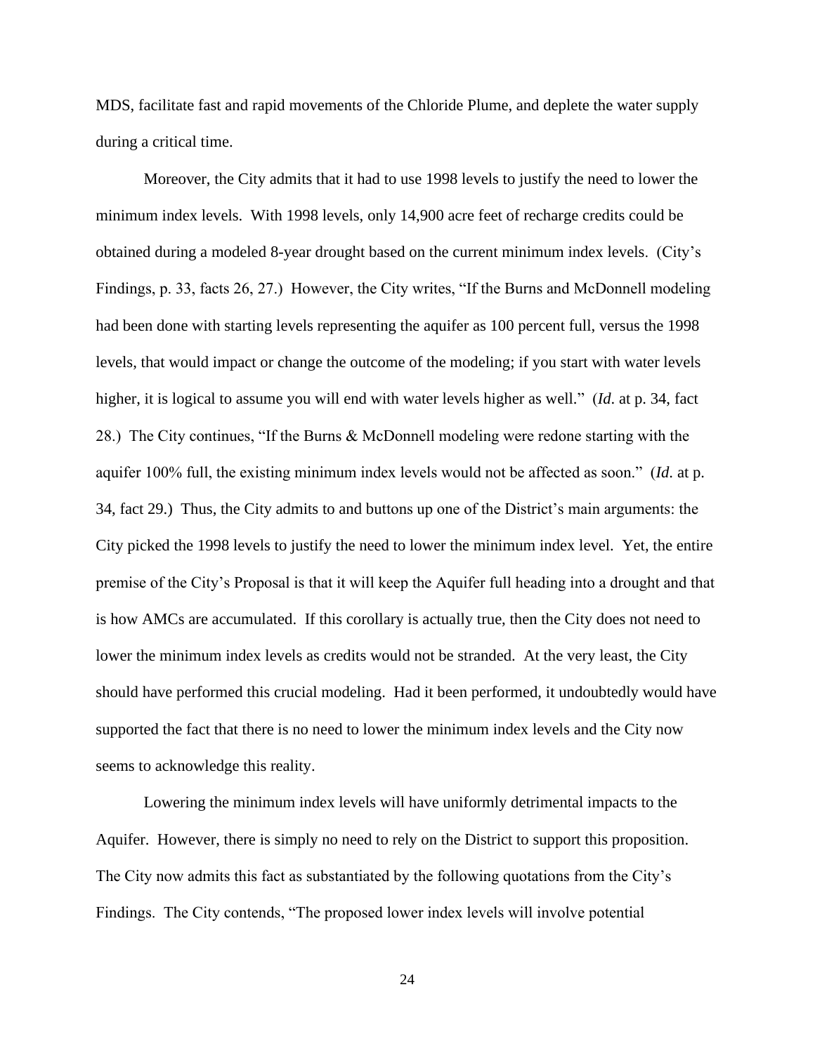MDS, facilitate fast and rapid movements of the Chloride Plume, and deplete the water supply during a critical time.

Moreover, the City admits that it had to use 1998 levels to justify the need to lower the minimum index levels. With 1998 levels, only 14,900 acre feet of recharge credits could be obtained during a modeled 8-year drought based on the current minimum index levels. (City's Findings, p. 33, facts 26, 27.) However, the City writes, "If the Burns and McDonnell modeling had been done with starting levels representing the aquifer as 100 percent full, versus the 1998 levels, that would impact or change the outcome of the modeling; if you start with water levels higher, it is logical to assume you will end with water levels higher as well." (*Id.* at p. 34, fact 28.) The City continues, "If the Burns & McDonnell modeling were redone starting with the aquifer 100% full, the existing minimum index levels would not be affected as soon." (*Id.* at p. 34, fact 29.) Thus, the City admits to and buttons up one of the District's main arguments: the City picked the 1998 levels to justify the need to lower the minimum index level. Yet, the entire premise of the City's Proposal is that it will keep the Aquifer full heading into a drought and that is how AMCs are accumulated. If this corollary is actually true, then the City does not need to lower the minimum index levels as credits would not be stranded. At the very least, the City should have performed this crucial modeling. Had it been performed, it undoubtedly would have supported the fact that there is no need to lower the minimum index levels and the City now seems to acknowledge this reality.

Lowering the minimum index levels will have uniformly detrimental impacts to the Aquifer. However, there is simply no need to rely on the District to support this proposition. The City now admits this fact as substantiated by the following quotations from the City's Findings. The City contends, "The proposed lower index levels will involve potential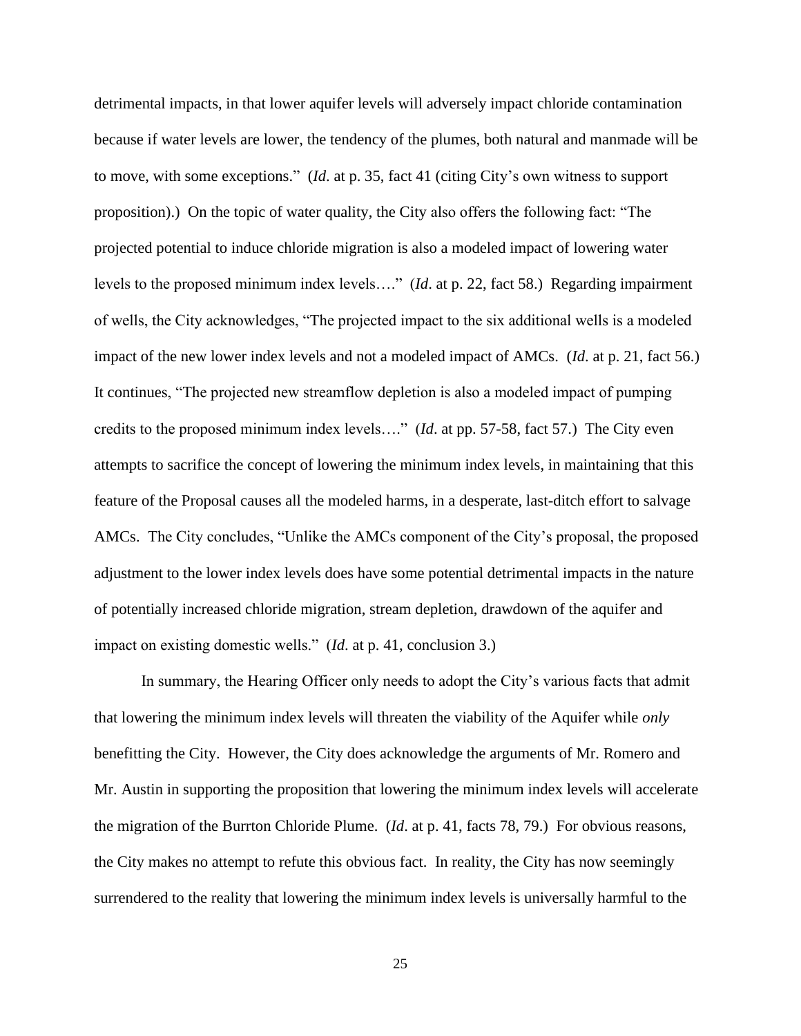detrimental impacts, in that lower aquifer levels will adversely impact chloride contamination because if water levels are lower, the tendency of the plumes, both natural and manmade will be to move, with some exceptions." (*Id*. at p. 35, fact 41 (citing City's own witness to support proposition).) On the topic of water quality, the City also offers the following fact: "The projected potential to induce chloride migration is also a modeled impact of lowering water levels to the proposed minimum index levels…." (*Id*. at p. 22, fact 58.) Regarding impairment of wells, the City acknowledges, "The projected impact to the six additional wells is a modeled impact of the new lower index levels and not a modeled impact of AMCs. (*Id*. at p. 21, fact 56.) It continues, "The projected new streamflow depletion is also a modeled impact of pumping credits to the proposed minimum index levels…." (*Id*. at pp. 57-58, fact 57.) The City even attempts to sacrifice the concept of lowering the minimum index levels, in maintaining that this feature of the Proposal causes all the modeled harms, in a desperate, last-ditch effort to salvage AMCs. The City concludes, "Unlike the AMCs component of the City's proposal, the proposed adjustment to the lower index levels does have some potential detrimental impacts in the nature of potentially increased chloride migration, stream depletion, drawdown of the aquifer and impact on existing domestic wells." (*Id*. at p. 41, conclusion 3.)

In summary, the Hearing Officer only needs to adopt the City's various facts that admit that lowering the minimum index levels will threaten the viability of the Aquifer while *only* benefitting the City. However, the City does acknowledge the arguments of Mr. Romero and Mr. Austin in supporting the proposition that lowering the minimum index levels will accelerate the migration of the Burrton Chloride Plume. (*Id*. at p. 41, facts 78, 79.) For obvious reasons, the City makes no attempt to refute this obvious fact. In reality, the City has now seemingly surrendered to the reality that lowering the minimum index levels is universally harmful to the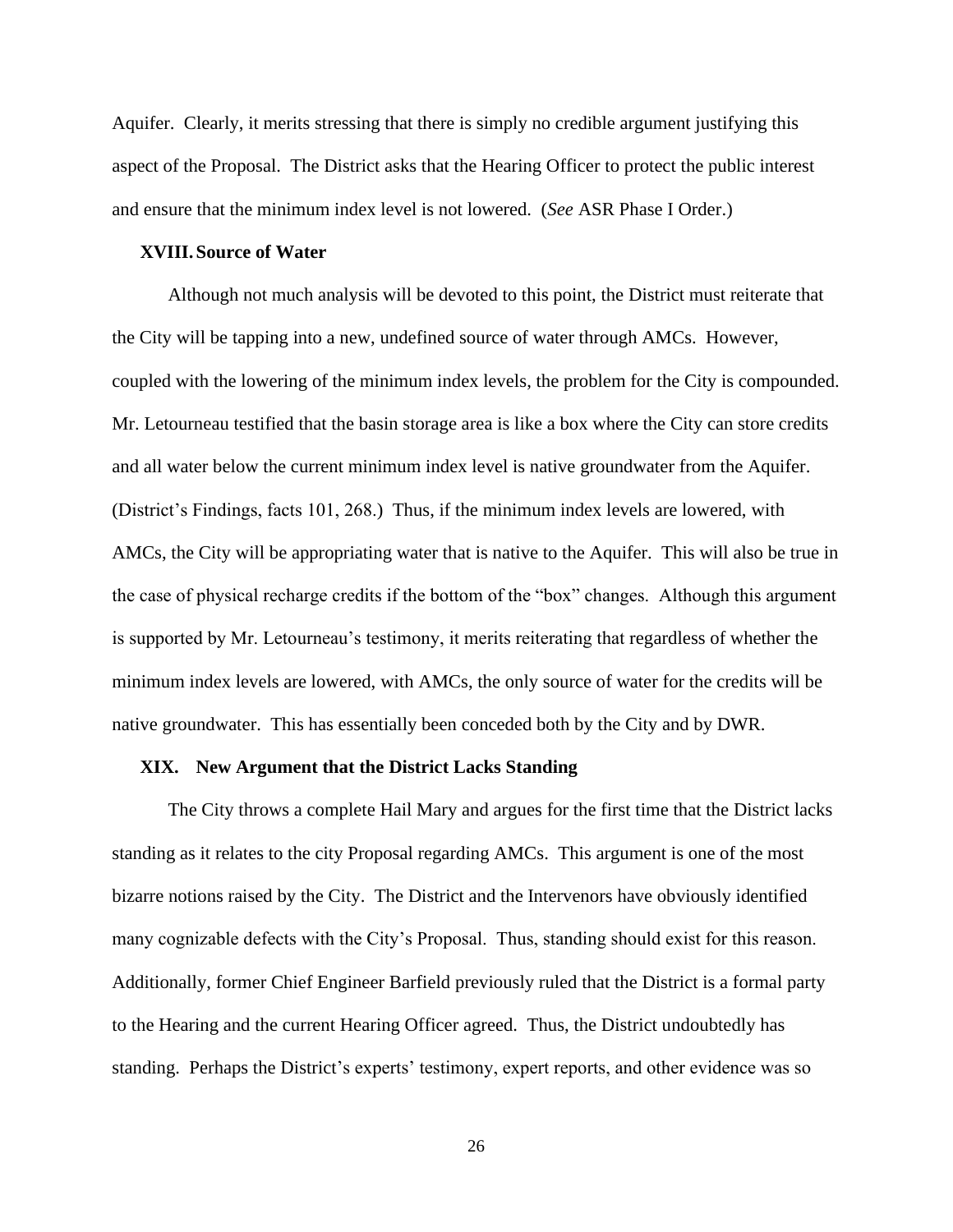Aquifer. Clearly, it merits stressing that there is simply no credible argument justifying this aspect of the Proposal. The District asks that the Hearing Officer to protect the public interest and ensure that the minimum index level is not lowered. (*See* ASR Phase I Order.)

### XVIII. Source of Water

Although not much analysis will be devoted to this point, the District must reiterate that the City will be tapping into a new, undefined source of water through AMCs. However, coupled with the lowering of the minimum index levels, the problem for the City is compounded. Mr. Letourneau testified that the basin storage area is like a box where the City can store credits and all water below the current minimum index level is native groundwater from the Aquifer. (District's Findings, facts 101, 268.) Thus, if the minimum index levels are lowered, with AMCs, the City will be appropriating water that is native to the Aquifer. This will also be true in the case of physical recharge credits if the bottom of the "box" changes. Although this argument is supported by Mr. Letourneau's testimony, it merits reiterating that regardless of whether the minimum index levels are lowered, with AMCs, the only source of water for the credits will be native groundwater. This has essentially been conceded both by the City and by DWR.

### XIX. New Argument that the District Lacks Standing

The City throws a complete Hail Mary and argues for the first time that the District lacks standing as it relates to the city Proposal regarding AMCs. This argument is one of the most bizarre notions raised by the City. The District and the Intervenors have obviously identified many cognizable defects with the City's Proposal. Thus, standing should exist for this reason. Additionally, former Chief Engineer Barfield previously ruled that the District is a formal party to the Hearing and the current Hearing Officer agreed. Thus, the District undoubtedly has standing. Perhaps the District's experts' testimony, expert reports, and other evidence was so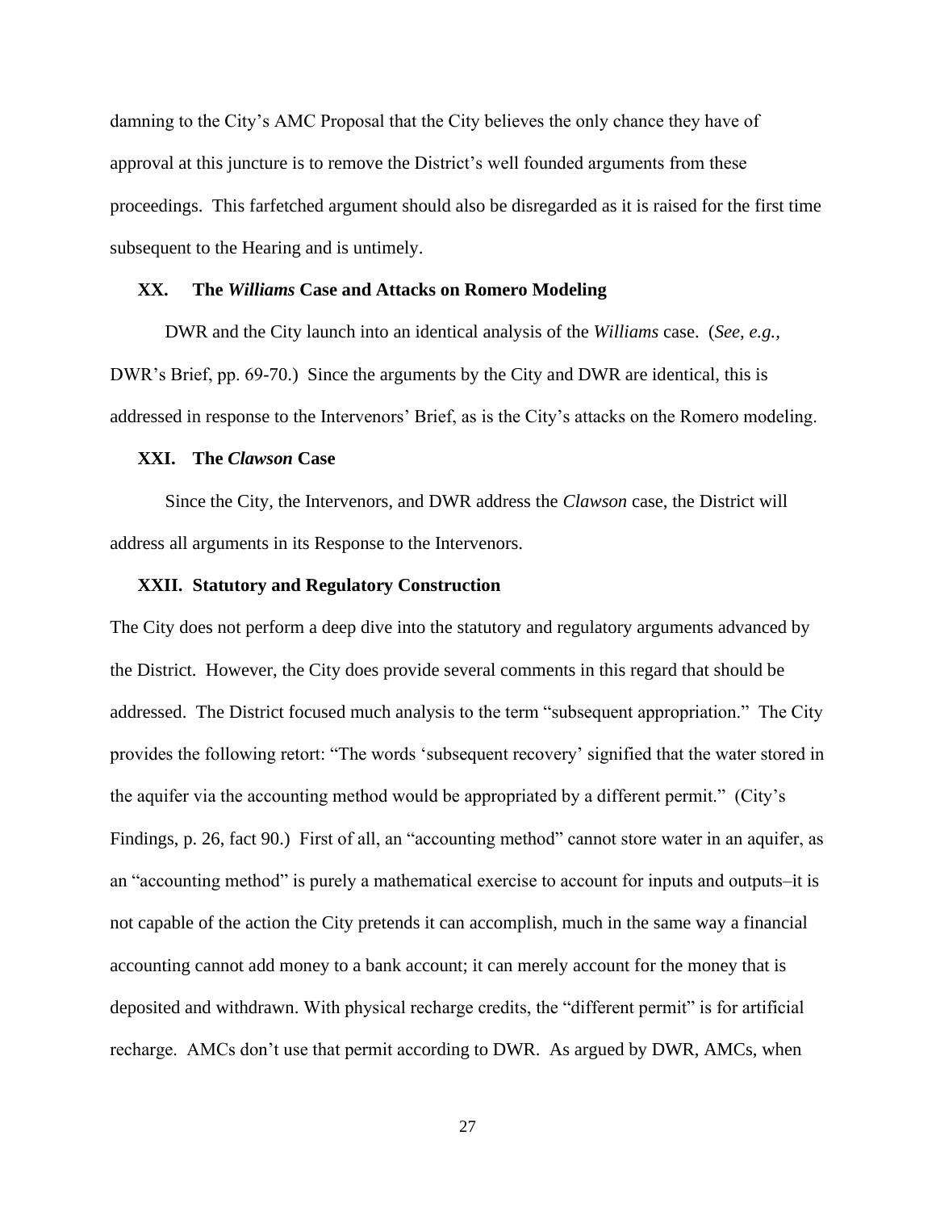damning to the City's AMC Proposal that the City believes the only chance they have of approval at this juncture is to remove the District's well founded arguments from these proceedings. This farfetched argument should also be disregarded as it is raised for the first time subsequent to the Hearing and is untimely.

### XX. The *Williams* Case and Attacks on Romero Modeling

DWR and the City launch into an identical analysis of the *Williams* case. (*See, e.g.*, DWR's Brief, pp. 69-70.) Since the arguments by the City and DWR are identical, this is addressed in response to the Intervenors' Brief, as is the City's attacks on the Romero modeling.

### XXI. The *Clawson* Case

Since the City, the Intervenors, and DWR address the *Clawson* case, the District will address all arguments in its Response to the Intervenors.

### XXII. Statutory and Regulatory Construction

The City does not perform a deep dive into the statutory and regulatory arguments advanced by the District. However, the City does provide several comments in this regard that should be addressed. The District focused much analysis to the term "subsequent appropriation." The City provides the following retort: "The words 'subsequent recovery' signified that the water stored in the aquifer via the accounting method would be appropriated by a different permit." (City's Findings, p. 26, fact 90.) First of all, an "accounting method" cannot store water in an aquifer, as an "accounting method" is purely a mathematical exercise to account for inputs and outputs–it is not capable of the action the City pretends it can accomplish, much in the same way a financial accounting cannot add money to a bank account; it can merely account for the money that is deposited and withdrawn. With physical recharge credits, the "different permit" is for artificial recharge. AMCs don't use that permit according to DWR. As argued by DWR, AMCs, when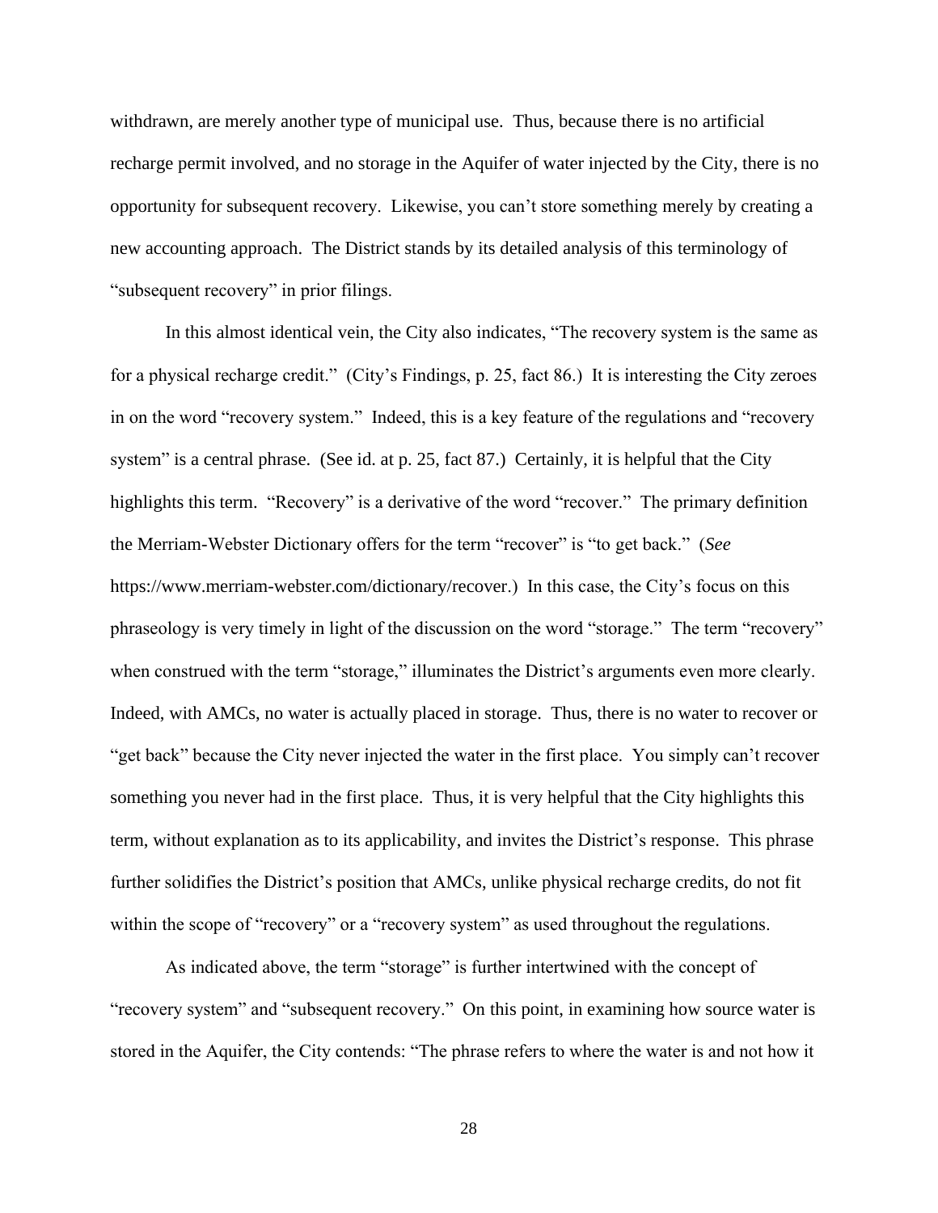withdrawn, are merely another type of municipal use. Thus, because there is no artificial recharge permit involved, and no storage in the Aquifer of water injected by the City, there is no opportunity for subsequent recovery. Likewise, you can't store something merely by creating a new accounting approach. The District stands by its detailed analysis of this terminology of "subsequent recovery" in prior filings.

In this almost identical vein, the City also indicates, "The recovery system is the same as for a physical recharge credit." (City's Findings, p. 25, fact 86.) It is interesting the City zeroes in on the word "recovery system." Indeed, this is a key feature of the regulations and "recovery system" is a central phrase. (See id. at p. 25, fact 87.) Certainly, it is helpful that the City highlights this term. "Recovery" is a derivative of the word "recover." The primary definition the Merriam-Webster Dictionary offers for the term "recover" is "to get back." (*See* https://www.merriam-webster.com/dictionary/recover.) In this case, the City's focus on this phraseology is very timely in light of the discussion on the word "storage." The term "recovery" when construed with the term "storage," illuminates the District's arguments even more clearly. Indeed, with AMCs, no water is actually placed in storage. Thus, there is no water to recover or "get back" because the City never injected the water in the first place. You simply can't recover something you never had in the first place. Thus, it is very helpful that the City highlights this term, without explanation as to its applicability, and invites the District's response. This phrase further solidifies the District's position that AMCs, unlike physical recharge credits, do not fit within the scope of "recovery" or a "recovery system" as used throughout the regulations.

As indicated above, the term "storage" is further intertwined with the concept of "recovery system" and "subsequent recovery." On this point, in examining how source water is stored in the Aquifer, the City contends: "The phrase refers to where the water is and not how it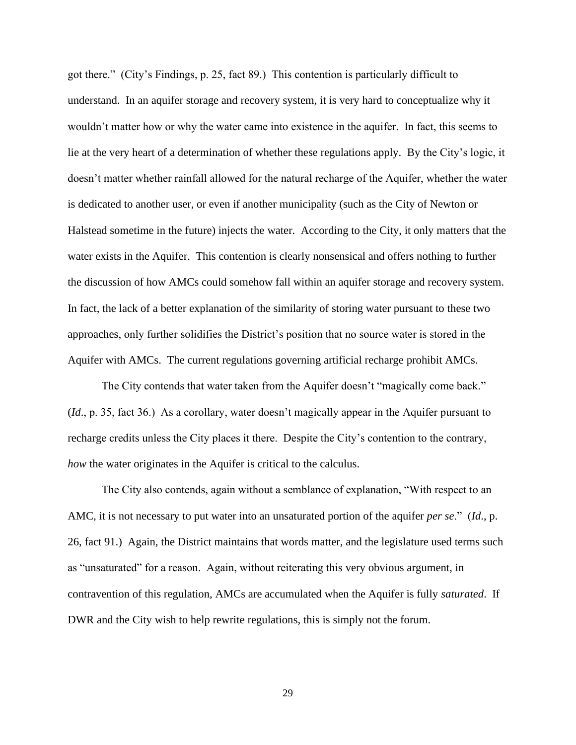got there." (City's Findings, p. 25, fact 89.) This contention is particularly difficult to understand. In an aquifer storage and recovery system, it is very hard to conceptualize why it wouldn't matter how or why the water came into existence in the aquifer. In fact, this seems to lie at the very heart of a determination of whether these regulations apply. By the City's logic, it doesn't matter whether rainfall allowed for the natural recharge of the Aquifer, whether the water is dedicated to another user, or even if another municipality (such as the City of Newton or Halstead sometime in the future) injects the water. According to the City, it only matters that the water exists in the Aquifer. This contention is clearly nonsensical and offers nothing to further the discussion of how AMCs could somehow fall within an aquifer storage and recovery system. In fact, the lack of a better explanation of the similarity of storing water pursuant to these two approaches, only further solidifies the District's position that no source water is stored in the Aquifer with AMCs. The current regulations governing artificial recharge prohibit AMCs.

The City contends that water taken from the Aquifer doesn't "magically come back." (*Id*., p. 35, fact 36.) As a corollary, water doesn't magically appear in the Aquifer pursuant to recharge credits unless the City places it there. Despite the City's contention to the contrary, *how* the water originates in the Aquifer is critical to the calculus.

The City also contends, again without a semblance of explanation, "With respect to an AMC, it is not necessary to put water into an unsaturated portion of the aquifer *per se*." (*Id*., p. 26, fact 91.) Again, the District maintains that words matter, and the legislature used terms such as "unsaturated" for a reason. Again, without reiterating this very obvious argument, in contravention of this regulation, AMCs are accumulated when the Aquifer is fully *saturated*. If DWR and the City wish to help rewrite regulations, this is simply not the forum.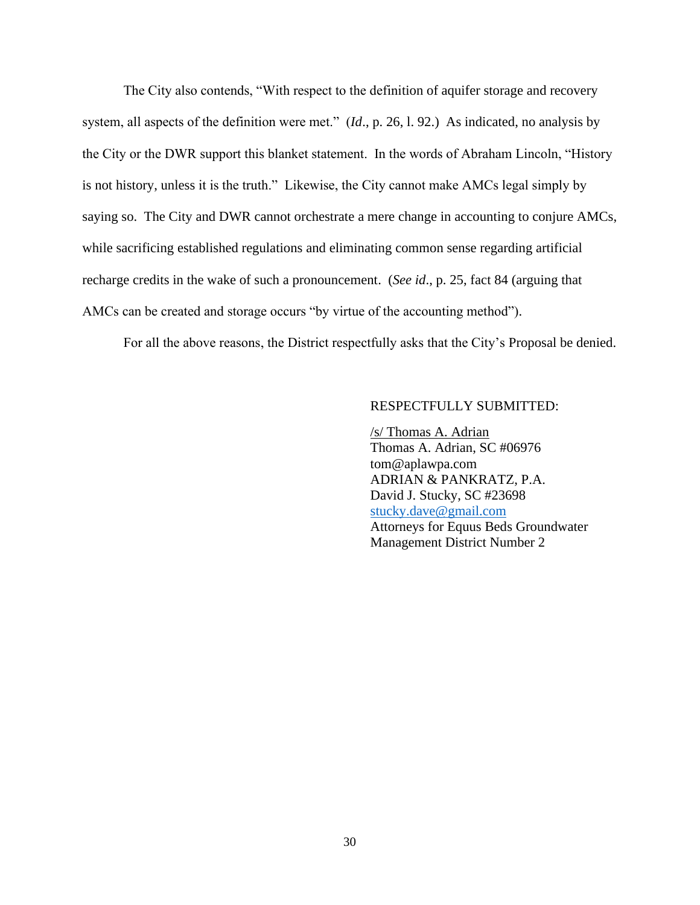The City also contends, "With respect to the definition of aquifer storage and recovery system, all aspects of the definition were met." (*Id*., p. 26, l. 92.) As indicated, no analysis by the City or the DWR support this blanket statement. In the words of Abraham Lincoln, "History is not history, unless it is the truth." Likewise, the City cannot make AMCs legal simply by saying so. The City and DWR cannot orchestrate a mere change in accounting to conjure AMCs, while sacrificing established regulations and eliminating common sense regarding artificial recharge credits in the wake of such a pronouncement. (*See id*., p. 25, fact 84 (arguing that AMCs can be created and storage occurs "by virtue of the accounting method").

For all the above reasons, the District respectfully asks that the City's Proposal be denied.

RESPECTFULLY SUBMITTED:

/s/ Thomas A. Adrian
Thomas A. Adrian, SC #06976
tom@aplawpa.com
ADRIAN & PANKRATZ, P.A.
David J. Stucky, SC #23698
stucky.dave@gmail.com
Attorneys for Equus Beds Groundwater Management District Number 2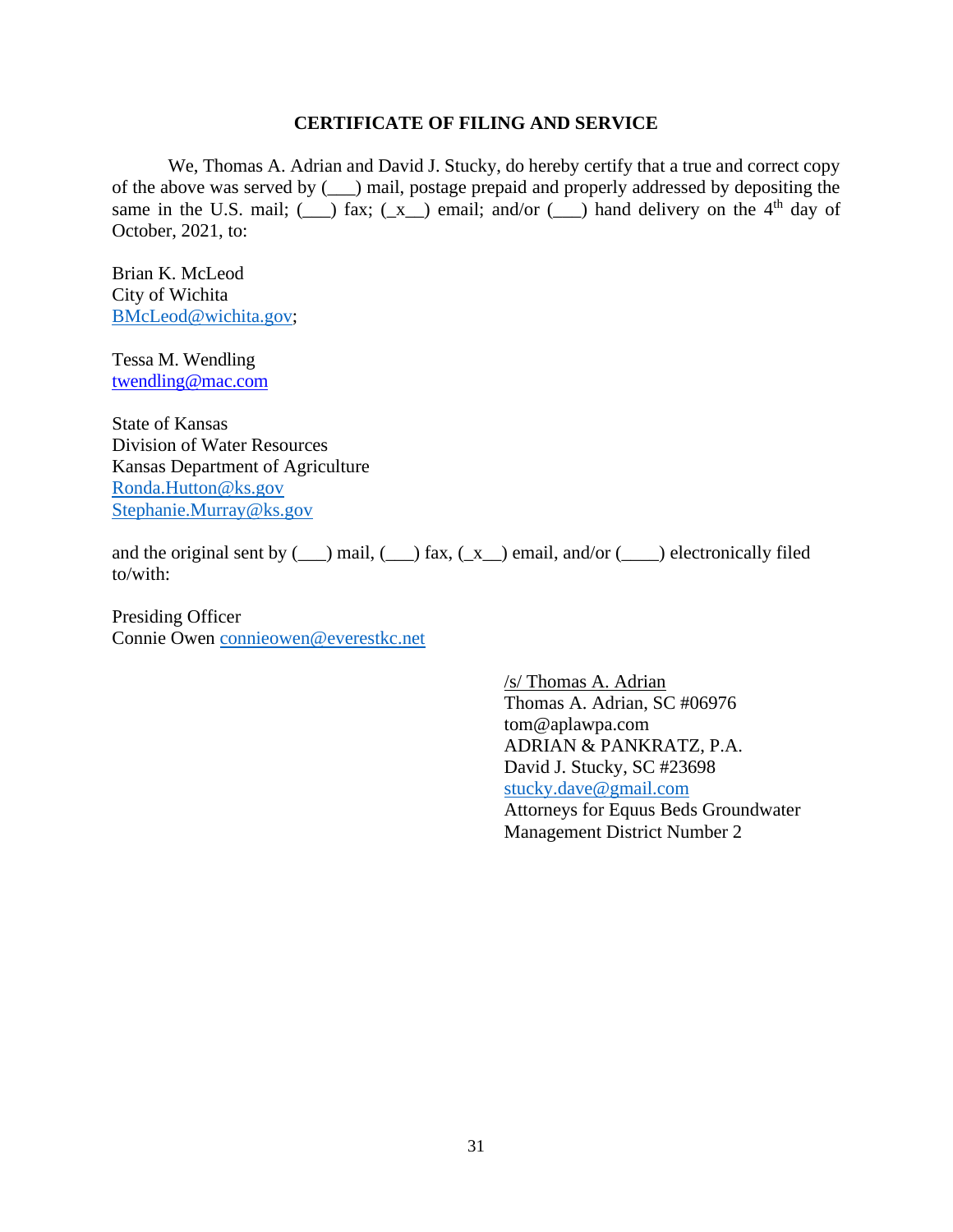**CERTIFICATE OF FILING AND SERVICE**

We, Thomas A. Adrian and David J. Stucky, do hereby certify that a true and correct copy of the above was served by (\_\_\_) mail, postage prepaid and properly addressed by depositing the same in the U.S. mail; (\_\_\_) fax; (\_x\_\_) email; and/or (\_\_\_) hand delivery on the 4th day of October, 2021, to:

Brian K. McLeod
City of Wichita
BMcLeod@wichita.gov;

Tessa M. Wendling
twendling@mac.com

State of Kansas
Division of Water Resources
Kansas Department of Agriculture
Ronda.Hutton@ks.gov
Stephanie.Murray@ks.gov

and the original sent by (\_\_\_) mail, (\_\_\_) fax, (\_x\_\_) email, and/or (\_\_\_\_) electronically filed to/with:

Presiding Officer
Connie Owen connieowen@everestkc.net

/s/ Thomas A. Adrian
Thomas A. Adrian, SC #06976
tom@aplawpa.com
ADRIAN & PANKRATZ, P.A.
David J. Stucky, SC #23698
stucky.dave@gmail.com
Attorneys for Equus Beds Groundwater Management District Number 2